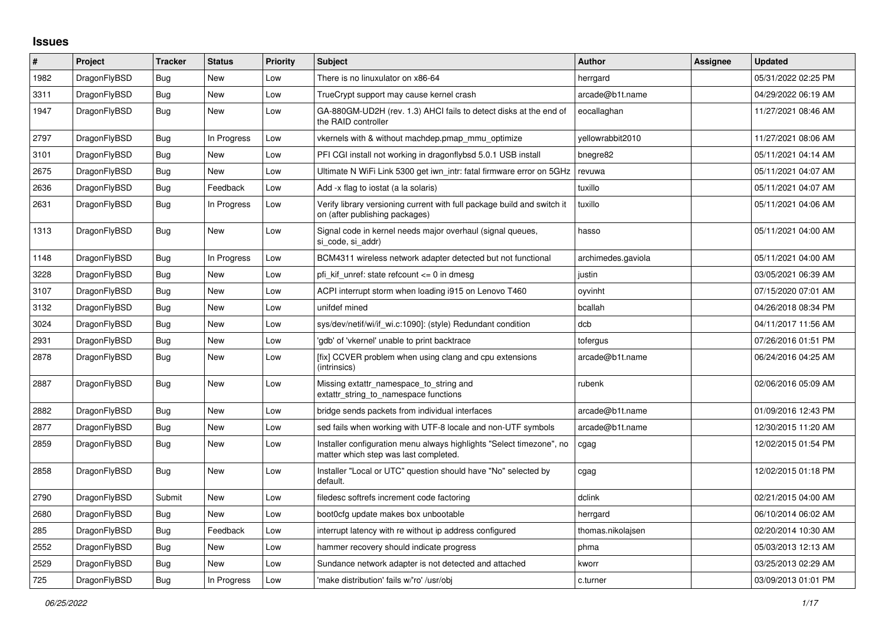## Issues

| # | Project | Tracker | Status | Priority | Subject | Author | Assignee | Updated |
|---|---|---|---|---|---|---|---|---|
| 1982 | DragonFlyBSD | Bug | New | Low | There is no linuxulator on x86-64 | herrgard | | 05/31/2022 02:25 PM |
| 3311 | DragonFlyBSD | Bug | New | Low | TrueCrypt support may cause kernel crash | arcade@b1t.name | | 04/29/2022 06:19 AM |
| 1947 | DragonFlyBSD | Bug | New | Low | GA-880GM-UD2H (rev. 1.3) AHCI fails to detect disks at the end of the RAID controller | eocallaghan | | 11/27/2021 08:46 AM |
| 2797 | DragonFlyBSD | Bug | In Progress | Low | vkernels with & without machdep.pmap_mmu_optimize | yellowrabbit2010 | | 11/27/2021 08:06 AM |
| 3101 | DragonFlyBSD | Bug | New | Low | PFI CGI install not working in dragonflybsd 5.0.1 USB install | bnegre82 | | 05/11/2021 04:14 AM |
| 2675 | DragonFlyBSD | Bug | New | Low | Ultimate N WiFi Link 5300 get iwn_intr: fatal firmware error on 5GHz | revuwa | | 05/11/2021 04:07 AM |
| 2636 | DragonFlyBSD | Bug | Feedback | Low | Add -x flag to iostat (a la solaris) | tuxillo | | 05/11/2021 04:07 AM |
| 2631 | DragonFlyBSD | Bug | In Progress | Low | Verify library versioning current with full package build and switch it on (after publishing packages) | tuxillo | | 05/11/2021 04:06 AM |
| 1313 | DragonFlyBSD | Bug | New | Low | Signal code in kernel needs major overhaul (signal queues, si_code, si_addr) | hasso | | 05/11/2021 04:00 AM |
| 1148 | DragonFlyBSD | Bug | In Progress | Low | BCM4311 wireless network adapter detected but not functional | archimedes.gaviola | | 05/11/2021 04:00 AM |
| 3228 | DragonFlyBSD | Bug | New | Low | pfi_kif_unref: state refcount <= 0 in dmesg | justin | | 03/05/2021 06:39 AM |
| 3107 | DragonFlyBSD | Bug | New | Low | ACPI interrupt storm when loading i915 on Lenovo T460 | oyvinht | | 07/15/2020 07:01 AM |
| 3132 | DragonFlyBSD | Bug | New | Low | unifdef mined | bcallah | | 04/26/2018 08:34 PM |
| 3024 | DragonFlyBSD | Bug | New | Low | sys/dev/netif/wi/if_wi.c:1090]: (style) Redundant condition | dcb | | 04/11/2017 11:56 AM |
| 2931 | DragonFlyBSD | Bug | New | Low | 'gdb' of 'vkernel' unable to print backtrace | tofergus | | 07/26/2016 01:51 PM |
| 2878 | DragonFlyBSD | Bug | New | Low | [fix] CCVER problem when using clang and cpu extensions (intrinsics) | arcade@b1t.name | | 06/24/2016 04:25 AM |
| 2887 | DragonFlyBSD | Bug | New | Low | Missing extattr_namespace_to_string and extattr_string_to_namespace functions | rubenk | | 02/06/2016 05:09 AM |
| 2882 | DragonFlyBSD | Bug | New | Low | bridge sends packets from individual interfaces | arcade@b1t.name | | 01/09/2016 12:43 PM |
| 2877 | DragonFlyBSD | Bug | New | Low | sed fails when working with UTF-8 locale and non-UTF symbols | arcade@b1t.name | | 12/30/2015 11:20 AM |
| 2859 | DragonFlyBSD | Bug | New | Low | Installer configuration menu always highlights "Select timezone", no matter which step was last completed. | cgag | | 12/02/2015 01:54 PM |
| 2858 | DragonFlyBSD | Bug | New | Low | Installer "Local or UTC" question should have "No" selected by default. | cgag | | 12/02/2015 01:18 PM |
| 2790 | DragonFlyBSD | Submit | New | Low | filedesc softrefs increment code factoring | dclink | | 02/21/2015 04:00 AM |
| 2680 | DragonFlyBSD | Bug | New | Low | boot0cfg update makes box unbootable | herrgard | | 06/10/2014 06:02 AM |
| 285 | DragonFlyBSD | Bug | Feedback | Low | interrupt latency with re without ip address configured | thomas.nikolajsen | | 02/20/2014 10:30 AM |
| 2552 | DragonFlyBSD | Bug | New | Low | hammer recovery should indicate progress | phma | | 05/03/2013 12:13 AM |
| 2529 | DragonFlyBSD | Bug | New | Low | Sundance network adapter is not detected and attached | kworr | | 03/25/2013 02:29 AM |
| 725 | DragonFlyBSD | Bug | In Progress | Low | 'make distribution' fails w/'ro' /usr/obj | c.turner | | 03/09/2013 01:01 PM |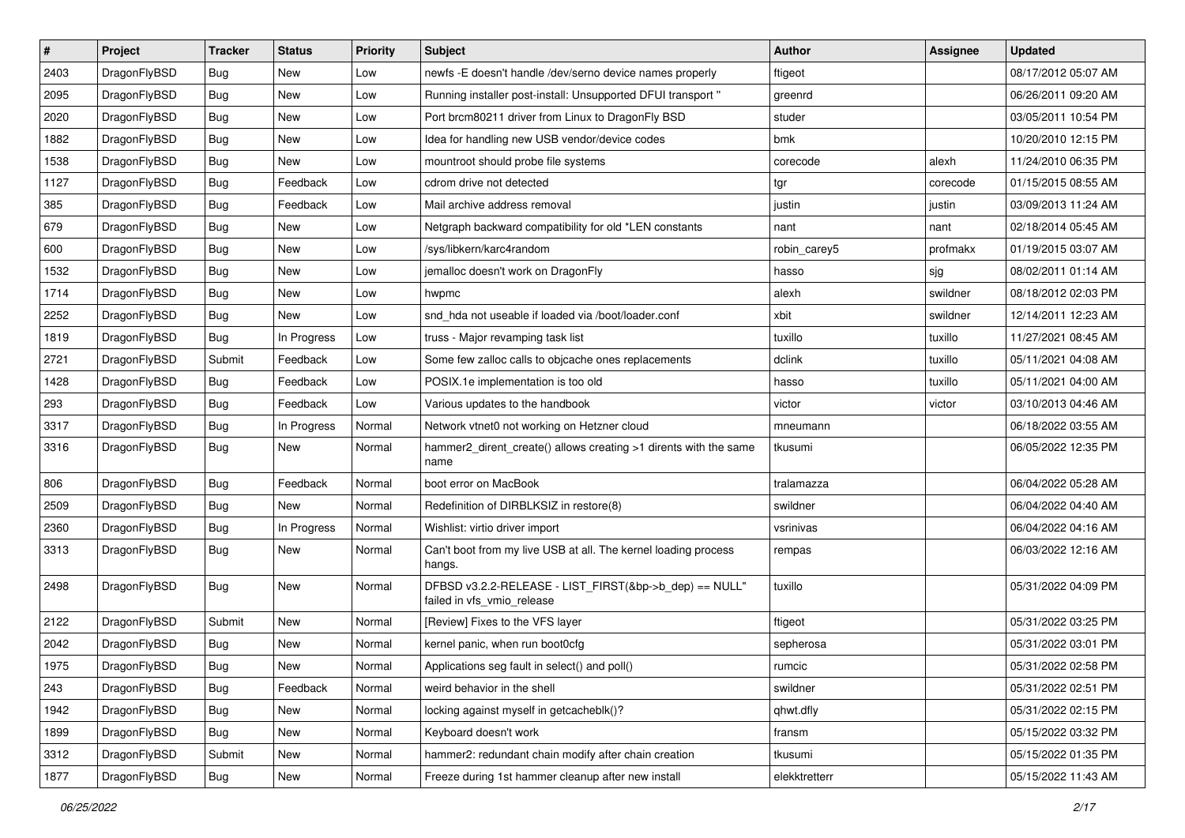| # | Project | Tracker | Status | Priority | Subject | Author | Assignee | Updated |
|---|---|---|---|---|---|---|---|---|
| 2403 | DragonFlyBSD | Bug | New | Low | newfs -E doesn't handle /dev/serno device names properly | ftigeot | | 08/17/2012 05:07 AM |
| 2095 | DragonFlyBSD | Bug | New | Low | Running installer post-install: Unsupported DFUI transport " | greenrd | | 06/26/2011 09:20 AM |
| 2020 | DragonFlyBSD | Bug | New | Low | Port brcm80211 driver from Linux to DragonFly BSD | studer | | 03/05/2011 10:54 PM |
| 1882 | DragonFlyBSD | Bug | New | Low | Idea for handling new USB vendor/device codes | bmk | | 10/20/2010 12:15 PM |
| 1538 | DragonFlyBSD | Bug | New | Low | mountroot should probe file systems | corecode | alexh | 11/24/2010 06:35 PM |
| 1127 | DragonFlyBSD | Bug | Feedback | Low | cdrom drive not detected | tgr | corecode | 01/15/2015 08:55 AM |
| 385 | DragonFlyBSD | Bug | Feedback | Low | Mail archive address removal | justin | justin | 03/09/2013 11:24 AM |
| 679 | DragonFlyBSD | Bug | New | Low | Netgraph backward compatibility for old *LEN constants | nant | nant | 02/18/2014 05:45 AM |
| 600 | DragonFlyBSD | Bug | New | Low | /sys/libkern/karc4random | robin_carey5 | profmakx | 01/19/2015 03:07 AM |
| 1532 | DragonFlyBSD | Bug | New | Low | jemalloc doesn't work on DragonFly | hasso | sjg | 08/02/2011 01:14 AM |
| 1714 | DragonFlyBSD | Bug | New | Low | hwpmc | alexh | swildner | 08/18/2012 02:03 PM |
| 2252 | DragonFlyBSD | Bug | New | Low | snd_hda not useable if loaded via /boot/loader.conf | xbit | swildner | 12/14/2011 12:23 AM |
| 1819 | DragonFlyBSD | Bug | In Progress | Low | truss - Major revamping task list | tuxillo | tuxillo | 11/27/2021 08:45 AM |
| 2721 | DragonFlyBSD | Submit | Feedback | Low | Some few zalloc calls to objcache ones replacements | dclink | tuxillo | 05/11/2021 04:08 AM |
| 1428 | DragonFlyBSD | Bug | Feedback | Low | POSIX.1e implementation is too old | hasso | tuxillo | 05/11/2021 04:00 AM |
| 293 | DragonFlyBSD | Bug | Feedback | Low | Various updates to the handbook | victor | victor | 03/10/2013 04:46 AM |
| 3317 | DragonFlyBSD | Bug | In Progress | Normal | Network vtnet0 not working on Hetzner cloud | mneumann | | 06/18/2022 03:55 AM |
| 3316 | DragonFlyBSD | Bug | New | Normal | hammer2_dirent_create() allows creating >1 dirents with the same name | tkusumi | | 06/05/2022 12:35 PM |
| 806 | DragonFlyBSD | Bug | Feedback | Normal | boot error on MacBook | tralamazza | | 06/04/2022 05:28 AM |
| 2509 | DragonFlyBSD | Bug | New | Normal | Redefinition of DIRBLKSIZ in restore(8) | swildner | | 06/04/2022 04:40 AM |
| 2360 | DragonFlyBSD | Bug | In Progress | Normal | Wishlist: virtio driver import | vsrinivas | | 06/04/2022 04:16 AM |
| 3313 | DragonFlyBSD | Bug | New | Normal | Can't boot from my live USB at all. The kernel loading process hangs. | rempas | | 06/03/2022 12:16 AM |
| 2498 | DragonFlyBSD | Bug | New | Normal | DFBSD v3.2.2-RELEASE - LIST_FIRST(&bp->b_dep) == NULL" failed in vfs_vmio_release | tuxillo | | 05/31/2022 04:09 PM |
| 2122 | DragonFlyBSD | Submit | New | Normal | [Review] Fixes to the VFS layer | ftigeot | | 05/31/2022 03:25 PM |
| 2042 | DragonFlyBSD | Bug | New | Normal | kernel panic, when run boot0cfg | sepherosa | | 05/31/2022 03:01 PM |
| 1975 | DragonFlyBSD | Bug | New | Normal | Applications seg fault in select() and poll() | rumcic | | 05/31/2022 02:58 PM |
| 243 | DragonFlyBSD | Bug | Feedback | Normal | weird behavior in the shell | swildner | | 05/31/2022 02:51 PM |
| 1942 | DragonFlyBSD | Bug | New | Normal | locking against myself in getcacheblk()? | qhwt.dfly | | 05/31/2022 02:15 PM |
| 1899 | DragonFlyBSD | Bug | New | Normal | Keyboard doesn't work | fransm | | 05/15/2022 03:32 PM |
| 3312 | DragonFlyBSD | Submit | New | Normal | hammer2: redundant chain modify after chain creation | tkusumi | | 05/15/2022 01:35 PM |
| 1877 | DragonFlyBSD | Bug | New | Normal | Freeze during 1st hammer cleanup after new install | elekktretterr | | 05/15/2022 11:43 AM |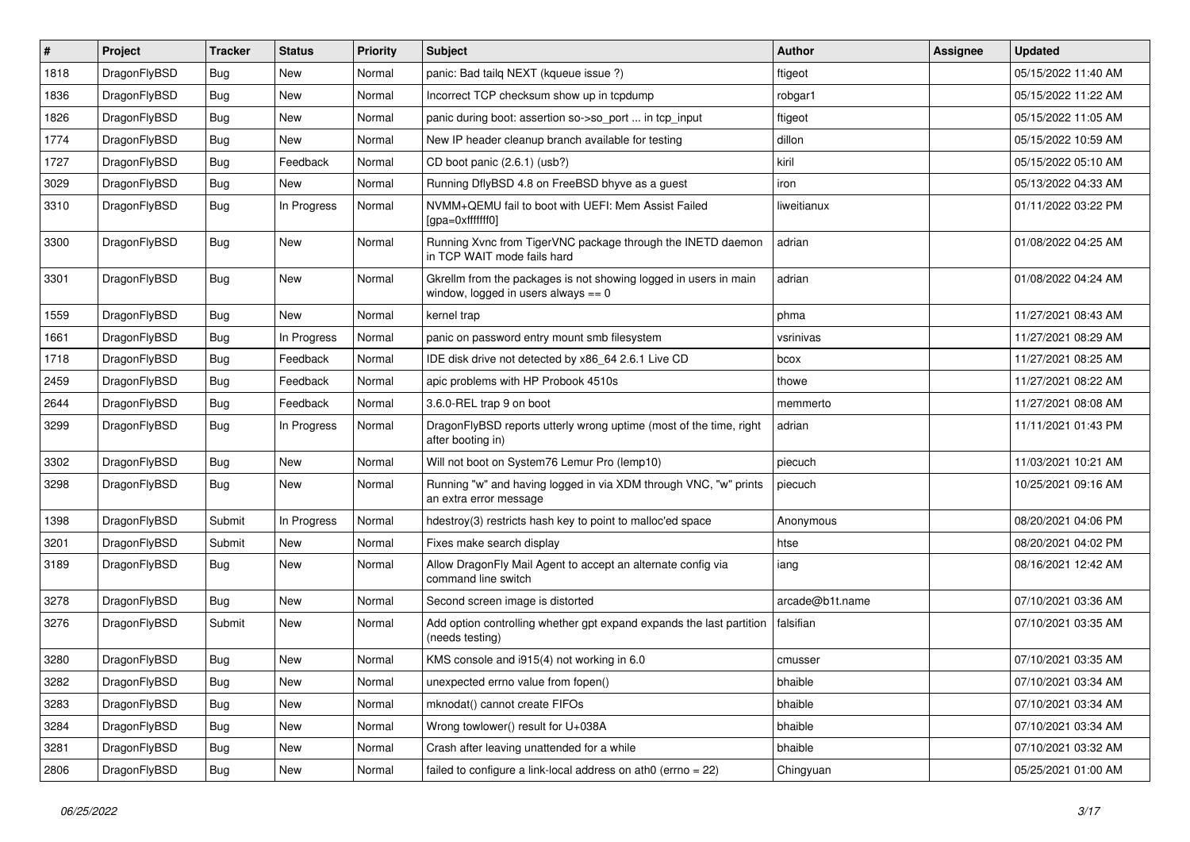| # | Project | Tracker | Status | Priority | Subject | Author | Assignee | Updated |
|---|---|---|---|---|---|---|---|---|
| 1818 | DragonFlyBSD | Bug | New | Normal | panic: Bad tailq NEXT (kqueue issue ?) | ftigeot | | 05/15/2022 11:40 AM |
| 1836 | DragonFlyBSD | Bug | New | Normal | Incorrect TCP checksum show up in tcpdump | robgar1 | | 05/15/2022 11:22 AM |
| 1826 | DragonFlyBSD | Bug | New | Normal | panic during boot: assertion so->so_port ... in tcp_input | ftigeot | | 05/15/2022 11:05 AM |
| 1774 | DragonFlyBSD | Bug | New | Normal | New IP header cleanup branch available for testing | dillon | | 05/15/2022 10:59 AM |
| 1727 | DragonFlyBSD | Bug | Feedback | Normal | CD boot panic (2.6.1) (usb?) | kiril | | 05/15/2022 05:10 AM |
| 3029 | DragonFlyBSD | Bug | New | Normal | Running DflyBSD 4.8 on FreeBSD bhyve as a guest | iron | | 05/13/2022 04:33 AM |
| 3310 | DragonFlyBSD | Bug | In Progress | Normal | NVMM+QEMU fail to boot with UEFI: Mem Assist Failed [gpa=0xfffffff0] | liweitianux | | 01/11/2022 03:22 PM |
| 3300 | DragonFlyBSD | Bug | New | Normal | Running Xvnc from TigerVNC package through the INETD daemon in TCP WAIT mode fails hard | adrian | | 01/08/2022 04:25 AM |
| 3301 | DragonFlyBSD | Bug | New | Normal | Gkrellm from the packages is not showing logged in users in main window, logged in users always == 0 | adrian | | 01/08/2022 04:24 AM |
| 1559 | DragonFlyBSD | Bug | New | Normal | kernel trap | phma | | 11/27/2021 08:43 AM |
| 1661 | DragonFlyBSD | Bug | In Progress | Normal | panic on password entry mount smb filesystem | vsrinivas | | 11/27/2021 08:29 AM |
| 1718 | DragonFlyBSD | Bug | Feedback | Normal | IDE disk drive not detected by x86_64 2.6.1 Live CD | bcox | | 11/27/2021 08:25 AM |
| 2459 | DragonFlyBSD | Bug | Feedback | Normal | apic problems with HP Probook 4510s | thowe | | 11/27/2021 08:22 AM |
| 2644 | DragonFlyBSD | Bug | Feedback | Normal | 3.6.0-REL trap 9 on boot | memmerto | | 11/27/2021 08:08 AM |
| 3299 | DragonFlyBSD | Bug | In Progress | Normal | DragonFlyBSD reports utterly wrong uptime (most of the time, right after booting in) | adrian | | 11/11/2021 01:43 PM |
| 3302 | DragonFlyBSD | Bug | New | Normal | Will not boot on System76 Lemur Pro (lemp10) | piecuch | | 11/03/2021 10:21 AM |
| 3298 | DragonFlyBSD | Bug | New | Normal | Running "w" and having logged in via XDM through VNC, "w" prints an extra error message | piecuch | | 10/25/2021 09:16 AM |
| 1398 | DragonFlyBSD | Submit | In Progress | Normal | hdestroy(3) restricts hash key to point to malloc'ed space | Anonymous | | 08/20/2021 04:06 PM |
| 3201 | DragonFlyBSD | Submit | New | Normal | Fixes make search display | htse | | 08/20/2021 04:02 PM |
| 3189 | DragonFlyBSD | Bug | New | Normal | Allow DragonFly Mail Agent to accept an alternate config via command line switch | iang | | 08/16/2021 12:42 AM |
| 3278 | DragonFlyBSD | Bug | New | Normal | Second screen image is distorted | arcade@b1t.name | | 07/10/2021 03:36 AM |
| 3276 | DragonFlyBSD | Submit | New | Normal | Add option controlling whether gpt expand expands the last partition (needs testing) | falsifian | | 07/10/2021 03:35 AM |
| 3280 | DragonFlyBSD | Bug | New | Normal | KMS console and i915(4) not working in 6.0 | cmusser | | 07/10/2021 03:35 AM |
| 3282 | DragonFlyBSD | Bug | New | Normal | unexpected errno value from fopen() | bhaible | | 07/10/2021 03:34 AM |
| 3283 | DragonFlyBSD | Bug | New | Normal | mknodat() cannot create FIFOs | bhaible | | 07/10/2021 03:34 AM |
| 3284 | DragonFlyBSD | Bug | New | Normal | Wrong towlower() result for U+038A | bhaible | | 07/10/2021 03:34 AM |
| 3281 | DragonFlyBSD | Bug | New | Normal | Crash after leaving unattended for a while | bhaible | | 07/10/2021 03:32 AM |
| 2806 | DragonFlyBSD | Bug | New | Normal | failed to configure a link-local address on ath0 (errno = 22) | Chingyuan | | 05/25/2021 01:00 AM |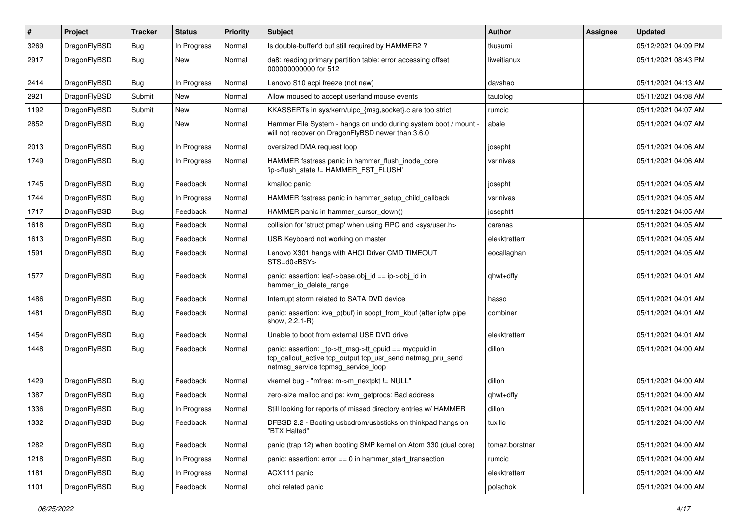| # | Project | Tracker | Status | Priority | Subject | Author | Assignee | Updated |
|---|---|---|---|---|---|---|---|---|
| 3269 | DragonFlyBSD | Bug | In Progress | Normal | Is double-buffer'd buf still required by HAMMER2 ? | tkusumi | | 05/12/2021 04:09 PM |
| 2917 | DragonFlyBSD | Bug | New | Normal | da8: reading primary partition table: error accessing offset 000000000000 for 512 | liweitianux | | 05/11/2021 08:43 PM |
| 2414 | DragonFlyBSD | Bug | In Progress | Normal | Lenovo S10 acpi freeze (not new) | davshao | | 05/11/2021 04:13 AM |
| 2921 | DragonFlyBSD | Submit | New | Normal | Allow moused to accept userland mouse events | tautolog | | 05/11/2021 04:08 AM |
| 1192 | DragonFlyBSD | Submit | New | Normal | KKASSERTs in sys/kern/uipc_{msg,socket}.c are too strict | rumcic | | 05/11/2021 04:07 AM |
| 2852 | DragonFlyBSD | Bug | New | Normal | Hammer File System - hangs on undo during system boot / mount - will not recover on DragonFlyBSD newer than 3.6.0 | abale | | 05/11/2021 04:07 AM |
| 2013 | DragonFlyBSD | Bug | In Progress | Normal | oversized DMA request loop | josepht | | 05/11/2021 04:06 AM |
| 1749 | DragonFlyBSD | Bug | In Progress | Normal | HAMMER fsstress panic in hammer_flush_inode_core 'ip->flush_state != HAMMER_FST_FLUSH' | vsrinivas | | 05/11/2021 04:06 AM |
| 1745 | DragonFlyBSD | Bug | Feedback | Normal | kmalloc panic | josepht | | 05/11/2021 04:05 AM |
| 1744 | DragonFlyBSD | Bug | In Progress | Normal | HAMMER fsstress panic in hammer_setup_child_callback | vsrinivas | | 05/11/2021 04:05 AM |
| 1717 | DragonFlyBSD | Bug | Feedback | Normal | HAMMER panic in hammer_cursor_down() | josepht1 | | 05/11/2021 04:05 AM |
| 1618 | DragonFlyBSD | Bug | Feedback | Normal | collision for 'struct pmap' when using RPC and <sys/user.h> | carenas | | 05/11/2021 04:05 AM |
| 1613 | DragonFlyBSD | Bug | Feedback | Normal | USB Keyboard not working on master | elekktretterr | | 05/11/2021 04:05 AM |
| 1591 | DragonFlyBSD | Bug | Feedback | Normal | Lenovo X301 hangs with AHCI Driver CMD TIMEOUT STS=d0<BSY> | eocallaghan | | 05/11/2021 04:05 AM |
| 1577 | DragonFlyBSD | Bug | Feedback | Normal | panic: assertion: leaf->base.obj_id == ip->obj_id in hammer_ip_delete_range | qhwt+dfly | | 05/11/2021 04:01 AM |
| 1486 | DragonFlyBSD | Bug | Feedback | Normal | Interrupt storm related to SATA DVD device | hasso | | 05/11/2021 04:01 AM |
| 1481 | DragonFlyBSD | Bug | Feedback | Normal | panic: assertion: kva_p(buf) in soopt_from_kbuf (after ipfw pipe show, 2.2.1-R) | combiner | | 05/11/2021 04:01 AM |
| 1454 | DragonFlyBSD | Bug | Feedback | Normal | Unable to boot from external USB DVD drive | elekktretterr | | 05/11/2021 04:01 AM |
| 1448 | DragonFlyBSD | Bug | Feedback | Normal | panic: assertion: _tp->tt_msg->tt_cpuid == mycpuid in tcp_callout_active tcp_output tcp_usr_send netmsg_pru_send netmsg_service tcpmsg_service_loop | dillon | | 05/11/2021 04:00 AM |
| 1429 | DragonFlyBSD | Bug | Feedback | Normal | vkernel bug - "mfree: m->m_nextpkt != NULL" | dillon | | 05/11/2021 04:00 AM |
| 1387 | DragonFlyBSD | Bug | Feedback | Normal | zero-size malloc and ps: kvm_getprocs: Bad address | qhwt+dfly | | 05/11/2021 04:00 AM |
| 1336 | DragonFlyBSD | Bug | In Progress | Normal | Still looking for reports of missed directory entries w/ HAMMER | dillon | | 05/11/2021 04:00 AM |
| 1332 | DragonFlyBSD | Bug | Feedback | Normal | DFBSD 2.2 - Booting usbcdrom/usbsticks on thinkpad hangs on "BTX Halted" | tuxillo | | 05/11/2021 04:00 AM |
| 1282 | DragonFlyBSD | Bug | Feedback | Normal | panic (trap 12) when booting SMP kernel on Atom 330 (dual core) | tomaz.borstnar | | 05/11/2021 04:00 AM |
| 1218 | DragonFlyBSD | Bug | In Progress | Normal | panic: assertion: error == 0 in hammer_start_transaction | rumcic | | 05/11/2021 04:00 AM |
| 1181 | DragonFlyBSD | Bug | In Progress | Normal | ACX111 panic | elekktretterr | | 05/11/2021 04:00 AM |
| 1101 | DragonFlyBSD | Bug | Feedback | Normal | ohci related panic | polachok | | 05/11/2021 04:00 AM |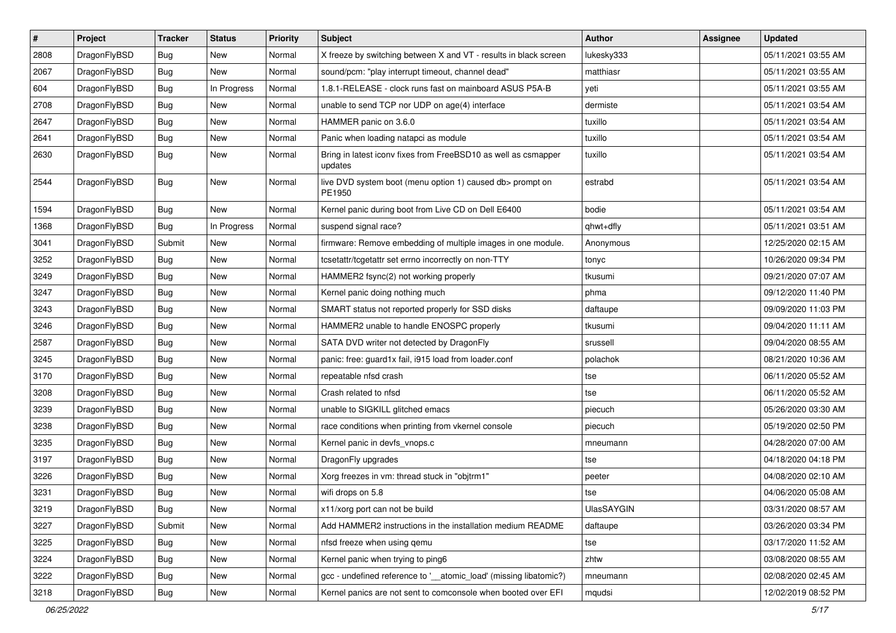| # | Project | Tracker | Status | Priority | Subject | Author | Assignee | Updated |
|---|---|---|---|---|---|---|---|---|
| 2808 | DragonFlyBSD | Bug | New | Normal | X freeze by switching between X and VT - results in black screen | lukesky333 | | 05/11/2021 03:55 AM |
| 2067 | DragonFlyBSD | Bug | New | Normal | sound/pcm: "play interrupt timeout, channel dead" | matthiasr | | 05/11/2021 03:55 AM |
| 604 | DragonFlyBSD | Bug | In Progress | Normal | 1.8.1-RELEASE - clock runs fast on mainboard ASUS P5A-B | yeti | | 05/11/2021 03:55 AM |
| 2708 | DragonFlyBSD | Bug | New | Normal | unable to send TCP nor UDP on age(4) interface | dermiste | | 05/11/2021 03:54 AM |
| 2647 | DragonFlyBSD | Bug | New | Normal | HAMMER panic on 3.6.0 | tuxillo | | 05/11/2021 03:54 AM |
| 2641 | DragonFlyBSD | Bug | New | Normal | Panic when loading natapci as module | tuxillo | | 05/11/2021 03:54 AM |
| 2630 | DragonFlyBSD | Bug | New | Normal | Bring in latest iconv fixes from FreeBSD10 as well as csmapper updates | tuxillo | | 05/11/2021 03:54 AM |
| 2544 | DragonFlyBSD | Bug | New | Normal | live DVD system boot (menu option 1) caused db> prompt on PE1950 | estrabd | | 05/11/2021 03:54 AM |
| 1594 | DragonFlyBSD | Bug | New | Normal | Kernel panic during boot from Live CD on Dell E6400 | bodie | | 05/11/2021 03:54 AM |
| 1368 | DragonFlyBSD | Bug | In Progress | Normal | suspend signal race? | qhwt+dfly | | 05/11/2021 03:51 AM |
| 3041 | DragonFlyBSD | Submit | New | Normal | firmware: Remove embedding of multiple images in one module. | Anonymous | | 12/25/2020 02:15 AM |
| 3252 | DragonFlyBSD | Bug | New | Normal | tcsetattr/tcgetattr set errno incorrectly on non-TTY | tonyc | | 10/26/2020 09:34 PM |
| 3249 | DragonFlyBSD | Bug | New | Normal | HAMMER2 fsync(2) not working properly | tkusumi | | 09/21/2020 07:07 AM |
| 3247 | DragonFlyBSD | Bug | New | Normal | Kernel panic doing nothing much | phma | | 09/12/2020 11:40 PM |
| 3243 | DragonFlyBSD | Bug | New | Normal | SMART status not reported properly for SSD disks | daftaupe | | 09/09/2020 11:03 PM |
| 3246 | DragonFlyBSD | Bug | New | Normal | HAMMER2 unable to handle ENOSPC properly | tkusumi | | 09/04/2020 11:11 AM |
| 2587 | DragonFlyBSD | Bug | New | Normal | SATA DVD writer not detected by DragonFly | srussell | | 09/04/2020 08:55 AM |
| 3245 | DragonFlyBSD | Bug | New | Normal | panic: free: guard1x fail, i915 load from loader.conf | polachok | | 08/21/2020 10:36 AM |
| 3170 | DragonFlyBSD | Bug | New | Normal | repeatable nfsd crash | tse | | 06/11/2020 05:52 AM |
| 3208 | DragonFlyBSD | Bug | New | Normal | Crash related to nfsd | tse | | 06/11/2020 05:52 AM |
| 3239 | DragonFlyBSD | Bug | New | Normal | unable to SIGKILL glitched emacs | piecuch | | 05/26/2020 03:30 AM |
| 3238 | DragonFlyBSD | Bug | New | Normal | race conditions when printing from vkernel console | piecuch | | 05/19/2020 02:50 PM |
| 3235 | DragonFlyBSD | Bug | New | Normal | Kernel panic in devfs_vnops.c | mneumann | | 04/28/2020 07:00 AM |
| 3197 | DragonFlyBSD | Bug | New | Normal | DragonFly upgrades | tse | | 04/18/2020 04:18 PM |
| 3226 | DragonFlyBSD | Bug | New | Normal | Xorg freezes in vm: thread stuck in "objtrm1" | peeter | | 04/08/2020 02:10 AM |
| 3231 | DragonFlyBSD | Bug | New | Normal | wifi drops on 5.8 | tse | | 04/06/2020 05:08 AM |
| 3219 | DragonFlyBSD | Bug | New | Normal | x11/xorg port can not be build | UlasSAYGIN | | 03/31/2020 08:57 AM |
| 3227 | DragonFlyBSD | Submit | New | Normal | Add HAMMER2 instructions in the installation medium README | daftaupe | | 03/26/2020 03:34 PM |
| 3225 | DragonFlyBSD | Bug | New | Normal | nfsd freeze when using qemu | tse | | 03/17/2020 11:52 AM |
| 3224 | DragonFlyBSD | Bug | New | Normal | Kernel panic when trying to ping6 | zhtw | | 03/08/2020 08:55 AM |
| 3222 | DragonFlyBSD | Bug | New | Normal | gcc - undefined reference to '__atomic_load' (missing libatomic?) | mneumann | | 02/08/2020 02:45 AM |
| 3218 | DragonFlyBSD | Bug | New | Normal | Kernel panics are not sent to comconsole when booted over EFI | mqudsi | | 12/02/2019 08:52 PM |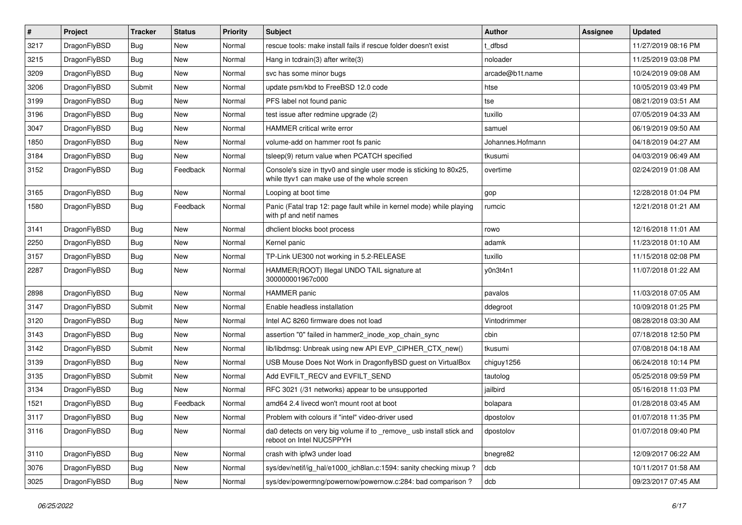| # | Project | Tracker | Status | Priority | Subject | Author | Assignee | Updated |
|---|---|---|---|---|---|---|---|---|
| 3217 | DragonFlyBSD | Bug | New | Normal | rescue tools: make install fails if rescue folder doesn't exist | t_dfbsd | | 11/27/2019 08:16 PM |
| 3215 | DragonFlyBSD | Bug | New | Normal | Hang in tcdrain(3) after write(3) | noloader | | 11/25/2019 03:08 PM |
| 3209 | DragonFlyBSD | Bug | New | Normal | svc has some minor bugs | arcade@b1t.name | | 10/24/2019 09:08 AM |
| 3206 | DragonFlyBSD | Submit | New | Normal | update psm/kbd to FreeBSD 12.0 code | htse | | 10/05/2019 03:49 PM |
| 3199 | DragonFlyBSD | Bug | New | Normal | PFS label not found panic | tse | | 08/21/2019 03:51 AM |
| 3196 | DragonFlyBSD | Bug | New | Normal | test issue after redmine upgrade (2) | tuxillo | | 07/05/2019 04:33 AM |
| 3047 | DragonFlyBSD | Bug | New | Normal | HAMMER critical write error | samuel | | 06/19/2019 09:50 AM |
| 1850 | DragonFlyBSD | Bug | New | Normal | volume-add on hammer root fs panic | Johannes.Hofmann | | 04/18/2019 04:27 AM |
| 3184 | DragonFlyBSD | Bug | New | Normal | tsleep(9) return value when PCATCH specified | tkusumi | | 04/03/2019 06:49 AM |
| 3152 | DragonFlyBSD | Bug | Feedback | Normal | Console's size in ttyv0 and single user mode is sticking to 80x25, while ttyv1 can make use of the whole screen | overtime | | 02/24/2019 01:08 AM |
| 3165 | DragonFlyBSD | Bug | New | Normal | Looping at boot time | gop | | 12/28/2018 01:04 PM |
| 1580 | DragonFlyBSD | Bug | Feedback | Normal | Panic (Fatal trap 12: page fault while in kernel mode) while playing with pf and netif names | rumcic | | 12/21/2018 01:21 AM |
| 3141 | DragonFlyBSD | Bug | New | Normal | dhclient blocks boot process | rowo | | 12/16/2018 11:01 AM |
| 2250 | DragonFlyBSD | Bug | New | Normal | Kernel panic | adamk | | 11/23/2018 01:10 AM |
| 3157 | DragonFlyBSD | Bug | New | Normal | TP-Link UE300 not working in 5.2-RELEASE | tuxillo | | 11/15/2018 02:08 PM |
| 2287 | DragonFlyBSD | Bug | New | Normal | HAMMER(ROOT) Illegal UNDO TAIL signature at 300000001967c000 | y0n3t4n1 | | 11/07/2018 01:22 AM |
| 2898 | DragonFlyBSD | Bug | New | Normal | HAMMER panic | pavalos | | 11/03/2018 07:05 AM |
| 3147 | DragonFlyBSD | Submit | New | Normal | Enable headless installation | ddegroot | | 10/09/2018 01:25 PM |
| 3120 | DragonFlyBSD | Bug | New | Normal | Intel AC 8260 firmware does not load | Vintodrimmer | | 08/28/2018 03:30 AM |
| 3143 | DragonFlyBSD | Bug | New | Normal | assertion "0" failed in hammer2_inode_xop_chain_sync | cbin | | 07/18/2018 12:50 PM |
| 3142 | DragonFlyBSD | Submit | New | Normal | lib/libdmsg: Unbreak using new API EVP_CIPHER_CTX_new() | tkusumi | | 07/08/2018 04:18 AM |
| 3139 | DragonFlyBSD | Bug | New | Normal | USB Mouse Does Not Work in DragonflyBSD guest on VirtualBox | chiguy1256 | | 06/24/2018 10:14 PM |
| 3135 | DragonFlyBSD | Submit | New | Normal | Add EVFILT_RECV and EVFILT_SEND | tautolog | | 05/25/2018 09:59 PM |
| 3134 | DragonFlyBSD | Bug | New | Normal | RFC 3021 (/31 networks) appear to be unsupported | jailbird | | 05/16/2018 11:03 PM |
| 1521 | DragonFlyBSD | Bug | Feedback | Normal | amd64 2.4 livecd won't mount root at boot | bolapara | | 01/28/2018 03:45 AM |
| 3117 | DragonFlyBSD | Bug | New | Normal | Problem with colours if "intel" video-driver used | dpostolov | | 01/07/2018 11:35 PM |
| 3116 | DragonFlyBSD | Bug | New | Normal | da0 detects on very big volume if to _remove_ usb install stick and reboot on Intel NUC5PPYH | dpostolov | | 01/07/2018 09:40 PM |
| 3110 | DragonFlyBSD | Bug | New | Normal | crash with ipfw3 under load | bnegre82 | | 12/09/2017 06:22 AM |
| 3076 | DragonFlyBSD | Bug | New | Normal | sys/dev/netif/ig_hal/e1000_ich8lan.c:1594: sanity checking mixup ? | dcb | | 10/11/2017 01:58 AM |
| 3025 | DragonFlyBSD | Bug | New | Normal | sys/dev/powermng/powernow/powernow.c:284: bad comparison ? | dcb | | 09/23/2017 07:45 AM |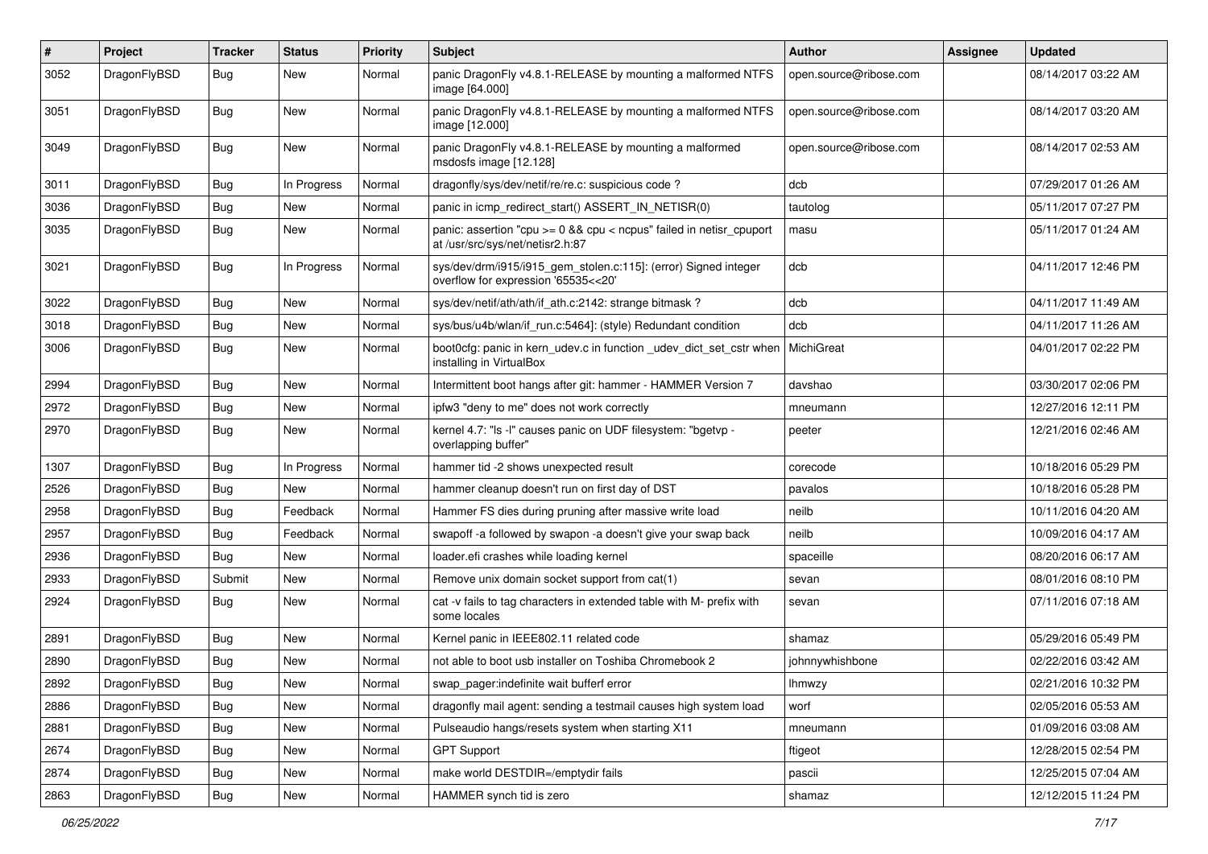| # | Project | Tracker | Status | Priority | Subject | Author | Assignee | Updated |
|---|---|---|---|---|---|---|---|---|
| 3052 | DragonFlyBSD | Bug | New | Normal | panic DragonFly v4.8.1-RELEASE by mounting a malformed NTFS image [64.000] | open.source@ribose.com | | 08/14/2017 03:22 AM |
| 3051 | DragonFlyBSD | Bug | New | Normal | panic DragonFly v4.8.1-RELEASE by mounting a malformed NTFS image [12.000] | open.source@ribose.com | | 08/14/2017 03:20 AM |
| 3049 | DragonFlyBSD | Bug | New | Normal | panic DragonFly v4.8.1-RELEASE by mounting a malformed msdosfs image [12.128] | open.source@ribose.com | | 08/14/2017 02:53 AM |
| 3011 | DragonFlyBSD | Bug | In Progress | Normal | dragonfly/sys/dev/netif/re/re.c: suspicious code ? | dcb | | 07/29/2017 01:26 AM |
| 3036 | DragonFlyBSD | Bug | New | Normal | panic in icmp_redirect_start() ASSERT_IN_NETISR(0) | tautolog | | 05/11/2017 07:27 PM |
| 3035 | DragonFlyBSD | Bug | New | Normal | panic: assertion "cpu >= 0 && cpu < ncpus" failed in netisr_cpuport at /usr/src/sys/net/netisr2.h:87 | masu | | 05/11/2017 01:24 AM |
| 3021 | DragonFlyBSD | Bug | In Progress | Normal | sys/dev/drm/i915/i915_gem_stolen.c:115]: (error) Signed integer overflow for expression '65535<<20' | dcb | | 04/11/2017 12:46 PM |
| 3022 | DragonFlyBSD | Bug | New | Normal | sys/dev/netif/ath/ath/if_ath.c:2142: strange bitmask ? | dcb | | 04/11/2017 11:49 AM |
| 3018 | DragonFlyBSD | Bug | New | Normal | sys/bus/u4b/wlan/if_run.c:5464]: (style) Redundant condition | dcb | | 04/11/2017 11:26 AM |
| 3006 | DragonFlyBSD | Bug | New | Normal | boot0cfg: panic in kern_udev.c in function _udev_dict_set_cstr when installing in VirtualBox | MichiGreat | | 04/01/2017 02:22 PM |
| 2994 | DragonFlyBSD | Bug | New | Normal | Intermittent boot hangs after git: hammer - HAMMER Version 7 | davshao | | 03/30/2017 02:06 PM |
| 2972 | DragonFlyBSD | Bug | New | Normal | ipfw3 "deny to me" does not work correctly | mneumann | | 12/27/2016 12:11 PM |
| 2970 | DragonFlyBSD | Bug | New | Normal | kernel 4.7: "ls -l" causes panic on UDF filesystem: "bgetvp - overlapping buffer" | peeter | | 12/21/2016 02:46 AM |
| 1307 | DragonFlyBSD | Bug | In Progress | Normal | hammer tid -2 shows unexpected result | corecode | | 10/18/2016 05:29 PM |
| 2526 | DragonFlyBSD | Bug | New | Normal | hammer cleanup doesn't run on first day of DST | pavalos | | 10/18/2016 05:28 PM |
| 2958 | DragonFlyBSD | Bug | Feedback | Normal | Hammer FS dies during pruning after massive write load | neilb | | 10/11/2016 04:20 AM |
| 2957 | DragonFlyBSD | Bug | Feedback | Normal | swapoff -a followed by swapon -a doesn't give your swap back | neilb | | 10/09/2016 04:17 AM |
| 2936 | DragonFlyBSD | Bug | New | Normal | loader.efi crashes while loading kernel | spaceille | | 08/20/2016 06:17 AM |
| 2933 | DragonFlyBSD | Submit | New | Normal | Remove unix domain socket support from cat(1) | sevan | | 08/01/2016 08:10 PM |
| 2924 | DragonFlyBSD | Bug | New | Normal | cat -v fails to tag characters in extended table with M- prefix with some locales | sevan | | 07/11/2016 07:18 AM |
| 2891 | DragonFlyBSD | Bug | New | Normal | Kernel panic in IEEE802.11 related code | shamaz | | 05/29/2016 05:49 PM |
| 2890 | DragonFlyBSD | Bug | New | Normal | not able to boot usb installer on Toshiba Chromebook 2 | johnnywhishbone | | 02/22/2016 03:42 AM |
| 2892 | DragonFlyBSD | Bug | New | Normal | swap_pager:indefinite wait bufferf error | lhmwzy | | 02/21/2016 10:32 PM |
| 2886 | DragonFlyBSD | Bug | New | Normal | dragonfly mail agent: sending a testmail causes high system load | worf | | 02/05/2016 05:53 AM |
| 2881 | DragonFlyBSD | Bug | New | Normal | Pulseaudio hangs/resets system when starting X11 | mneumann | | 01/09/2016 03:08 AM |
| 2674 | DragonFlyBSD | Bug | New | Normal | GPT Support | ftigeot | | 12/28/2015 02:54 PM |
| 2874 | DragonFlyBSD | Bug | New | Normal | make world DESTDIR=/emptydir fails | pascii | | 12/25/2015 07:04 AM |
| 2863 | DragonFlyBSD | Bug | New | Normal | HAMMER synch tid is zero | shamaz | | 12/12/2015 11:24 PM |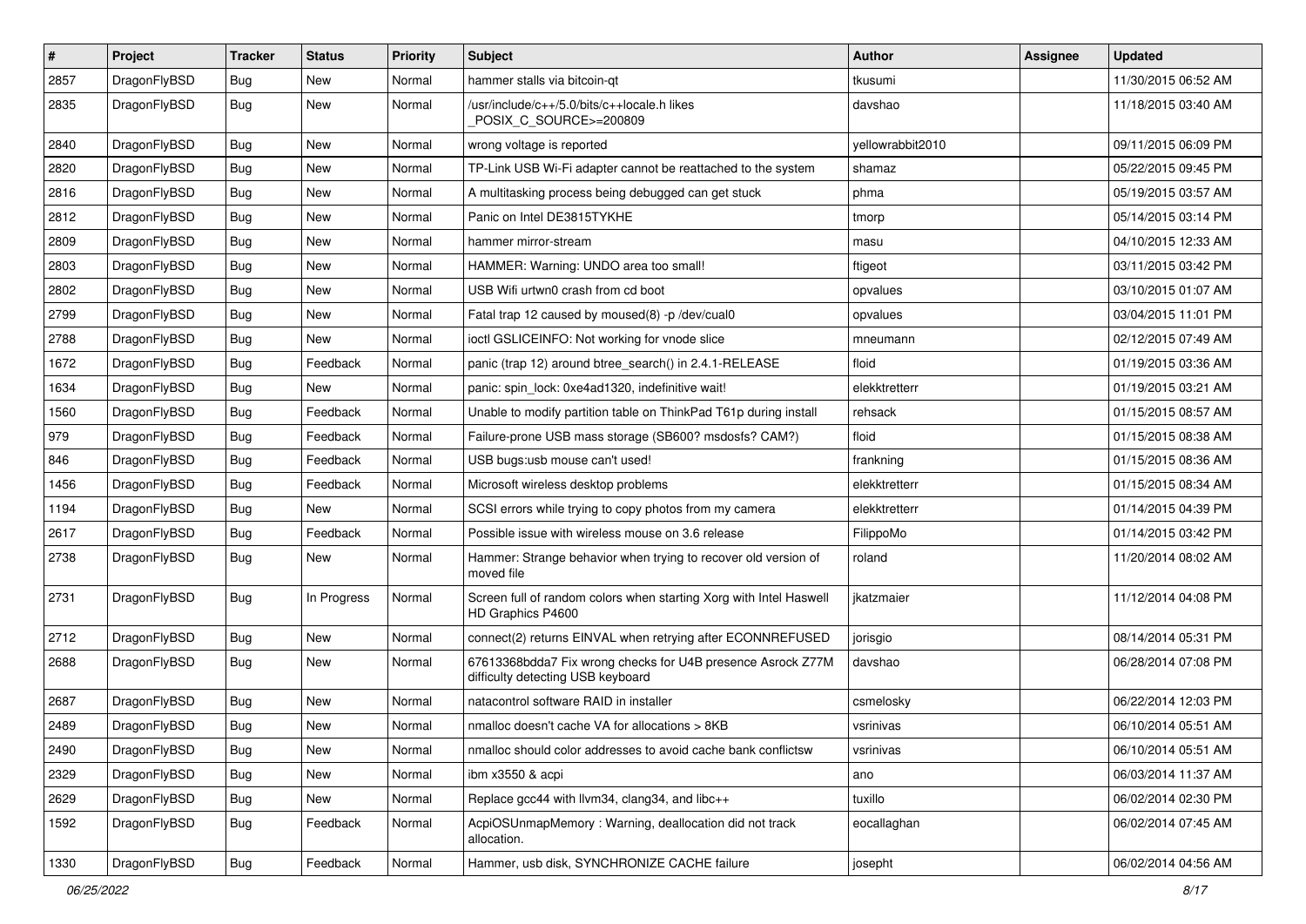| # | Project | Tracker | Status | Priority | Subject | Author | Assignee | Updated |
| --- | --- | --- | --- | --- | --- | --- | --- | --- |
| 2857 | DragonFlyBSD | Bug | New | Normal | hammer stalls via bitcoin-qt | tkusumi | | 11/30/2015 06:52 AM |
| 2835 | DragonFlyBSD | Bug | New | Normal | /usr/include/c++/5.0/bits/c++locale.h likes _POSIX_C_SOURCE>=200809 | davshao | | 11/18/2015 03:40 AM |
| 2840 | DragonFlyBSD | Bug | New | Normal | wrong voltage is reported | yellowrabbit2010 | | 09/11/2015 06:09 PM |
| 2820 | DragonFlyBSD | Bug | New | Normal | TP-Link USB Wi-Fi adapter cannot be reattached to the system | shamaz | | 05/22/2015 09:45 PM |
| 2816 | DragonFlyBSD | Bug | New | Normal | A multitasking process being debugged can get stuck | phma | | 05/19/2015 03:57 AM |
| 2812 | DragonFlyBSD | Bug | New | Normal | Panic on Intel DE3815TYKHE | tmorp | | 05/14/2015 03:14 PM |
| 2809 | DragonFlyBSD | Bug | New | Normal | hammer mirror-stream | masu | | 04/10/2015 12:33 AM |
| 2803 | DragonFlyBSD | Bug | New | Normal | HAMMER: Warning: UNDO area too small! | ftigeot | | 03/11/2015 03:42 PM |
| 2802 | DragonFlyBSD | Bug | New | Normal | USB Wifi urtwn0 crash from cd boot | opvalues | | 03/10/2015 01:07 AM |
| 2799 | DragonFlyBSD | Bug | New | Normal | Fatal trap 12 caused by moused(8) -p /dev/cual0 | opvalues | | 03/04/2015 11:01 PM |
| 2788 | DragonFlyBSD | Bug | New | Normal | ioctl GSLICEINFO: Not working for vnode slice | mneumann | | 02/12/2015 07:49 AM |
| 1672 | DragonFlyBSD | Bug | Feedback | Normal | panic (trap 12) around btree_search() in 2.4.1-RELEASE | floid | | 01/19/2015 03:36 AM |
| 1634 | DragonFlyBSD | Bug | New | Normal | panic: spin_lock: 0xe4ad1320, indefinitive wait! | elekktretterr | | 01/19/2015 03:21 AM |
| 1560 | DragonFlyBSD | Bug | Feedback | Normal | Unable to modify partition table on ThinkPad T61p during install | rehsack | | 01/15/2015 08:57 AM |
| 979 | DragonFlyBSD | Bug | Feedback | Normal | Failure-prone USB mass storage (SB600? msdosfs? CAM?) | floid | | 01/15/2015 08:38 AM |
| 846 | DragonFlyBSD | Bug | Feedback | Normal | USB bugs:usb mouse can't used! | frankning | | 01/15/2015 08:36 AM |
| 1456 | DragonFlyBSD | Bug | Feedback | Normal | Microsoft wireless desktop problems | elekktretterr | | 01/15/2015 08:34 AM |
| 1194 | DragonFlyBSD | Bug | New | Normal | SCSI errors while trying to copy photos from my camera | elekktretterr | | 01/14/2015 04:39 PM |
| 2617 | DragonFlyBSD | Bug | Feedback | Normal | Possible issue with wireless mouse on 3.6 release | FilippoMo | | 01/14/2015 03:42 PM |
| 2738 | DragonFlyBSD | Bug | New | Normal | Hammer: Strange behavior when trying to recover old version of moved file | roland | | 11/20/2014 08:02 AM |
| 2731 | DragonFlyBSD | Bug | In Progress | Normal | Screen full of random colors when starting Xorg with Intel Haswell HD Graphics P4600 | jkatzmaier | | 11/12/2014 04:08 PM |
| 2712 | DragonFlyBSD | Bug | New | Normal | connect(2) returns EINVAL when retrying after ECONNREFUSED | jorisgio | | 08/14/2014 05:31 PM |
| 2688 | DragonFlyBSD | Bug | New | Normal | 67613368bdda7 Fix wrong checks for U4B presence Asrock Z77M difficulty detecting USB keyboard | davshao | | 06/28/2014 07:08 PM |
| 2687 | DragonFlyBSD | Bug | New | Normal | natacontrol software RAID in installer | csmelosky | | 06/22/2014 12:03 PM |
| 2489 | DragonFlyBSD | Bug | New | Normal | nmalloc doesn't cache VA for allocations > 8KB | vsrinivas | | 06/10/2014 05:51 AM |
| 2490 | DragonFlyBSD | Bug | New | Normal | nmalloc should color addresses to avoid cache bank conflictsw | vsrinivas | | 06/10/2014 05:51 AM |
| 2329 | DragonFlyBSD | Bug | New | Normal | ibm x3550 & acpi | ano | | 06/03/2014 11:37 AM |
| 2629 | DragonFlyBSD | Bug | New | Normal | Replace gcc44 with llvm34, clang34, and libc++ | tuxillo | | 06/02/2014 02:30 PM |
| 1592 | DragonFlyBSD | Bug | Feedback | Normal | AcpiOSUnmapMemory : Warning, deallocation did not track allocation. | eocallaghan | | 06/02/2014 07:45 AM |
| 1330 | DragonFlyBSD | Bug | Feedback | Normal | Hammer, usb disk, SYNCHRONIZE CACHE failure | josepht | | 06/02/2014 04:56 AM |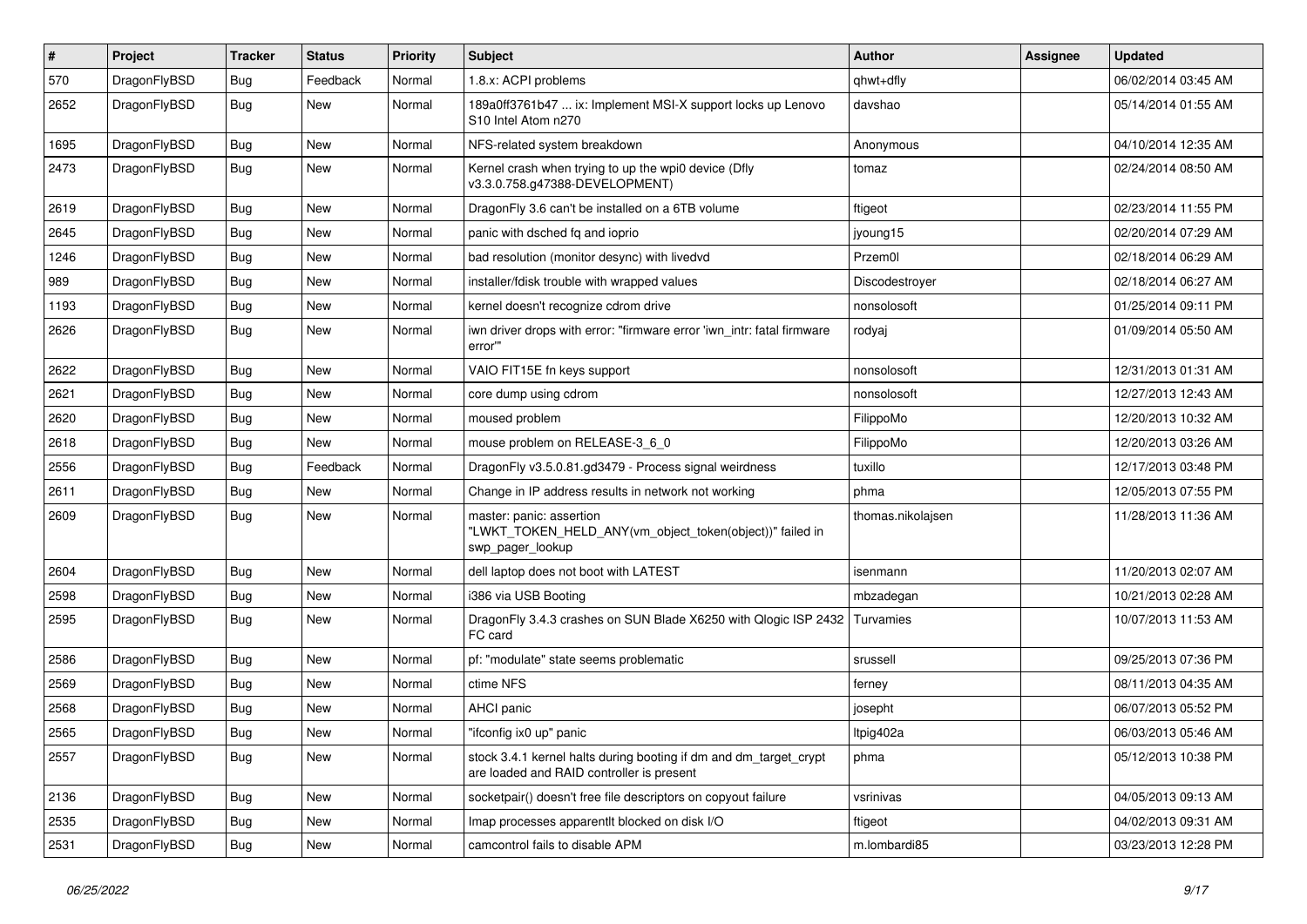| # | Project | Tracker | Status | Priority | Subject | Author | Assignee | Updated |
|---|---|---|---|---|---|---|---|---|
| 570 | DragonFlyBSD | Bug | Feedback | Normal | 1.8.x: ACPI problems | qhwt+dfly | | 06/02/2014 03:45 AM |
| 2652 | DragonFlyBSD | Bug | New | Normal | 189a0ff3761b47 ... ix: Implement MSI-X support locks up Lenovo S10 Intel Atom n270 | davshao | | 05/14/2014 01:55 AM |
| 1695 | DragonFlyBSD | Bug | New | Normal | NFS-related system breakdown | Anonymous | | 04/10/2014 12:35 AM |
| 2473 | DragonFlyBSD | Bug | New | Normal | Kernel crash when trying to up the wpi0 device (Dfly v3.3.0.758.g47388-DEVELOPMENT) | tomaz | | 02/24/2014 08:50 AM |
| 2619 | DragonFlyBSD | Bug | New | Normal | DragonFly 3.6 can't be installed on a 6TB volume | ftigeot | | 02/23/2014 11:55 PM |
| 2645 | DragonFlyBSD | Bug | New | Normal | panic with dsched fq and ioprio | jyoung15 | | 02/20/2014 07:29 AM |
| 1246 | DragonFlyBSD | Bug | New | Normal | bad resolution (monitor desync) with livedvd | Przem0l | | 02/18/2014 06:29 AM |
| 989 | DragonFlyBSD | Bug | New | Normal | installer/fdisk trouble with wrapped values | Discodestroyer | | 02/18/2014 06:27 AM |
| 1193 | DragonFlyBSD | Bug | New | Normal | kernel doesn't recognize cdrom drive | nonsolosoft | | 01/25/2014 09:11 PM |
| 2626 | DragonFlyBSD | Bug | New | Normal | iwn driver drops with error: "firmware error 'iwn_intr: fatal firmware error'" | rodyaj | | 01/09/2014 05:50 AM |
| 2622 | DragonFlyBSD | Bug | New | Normal | VAIO FIT15E fn keys support | nonsolosoft | | 12/31/2013 01:31 AM |
| 2621 | DragonFlyBSD | Bug | New | Normal | core dump using cdrom | nonsolosoft | | 12/27/2013 12:43 AM |
| 2620 | DragonFlyBSD | Bug | New | Normal | moused problem | FilippoMo | | 12/20/2013 10:32 AM |
| 2618 | DragonFlyBSD | Bug | New | Normal | mouse problem on RELEASE-3_6_0 | FilippoMo | | 12/20/2013 03:26 AM |
| 2556 | DragonFlyBSD | Bug | Feedback | Normal | DragonFly v3.5.0.81.gd3479 - Process signal weirdness | tuxillo | | 12/17/2013 03:48 PM |
| 2611 | DragonFlyBSD | Bug | New | Normal | Change in IP address results in network not working | phma | | 12/05/2013 07:55 PM |
| 2609 | DragonFlyBSD | Bug | New | Normal | master: panic: assertion "LWKT_TOKEN_HELD_ANY(vm_object_token(object))" failed in swp_pager_lookup | thomas.nikolajsen | | 11/28/2013 11:36 AM |
| 2604 | DragonFlyBSD | Bug | New | Normal | dell laptop does not boot with LATEST | isenmann | | 11/20/2013 02:07 AM |
| 2598 | DragonFlyBSD | Bug | New | Normal | i386 via USB Booting | mbzadegan | | 10/21/2013 02:28 AM |
| 2595 | DragonFlyBSD | Bug | New | Normal | DragonFly 3.4.3 crashes on SUN Blade X6250 with Qlogic ISP 2432 FC card | Turvamies | | 10/07/2013 11:53 AM |
| 2586 | DragonFlyBSD | Bug | New | Normal | pf: "modulate" state seems problematic | srussell | | 09/25/2013 07:36 PM |
| 2569 | DragonFlyBSD | Bug | New | Normal | ctime NFS | ferney | | 08/11/2013 04:35 AM |
| 2568 | DragonFlyBSD | Bug | New | Normal | AHCI panic | josepht | | 06/07/2013 05:52 PM |
| 2565 | DragonFlyBSD | Bug | New | Normal | "ifconfig ix0 up" panic | ltpig402a | | 06/03/2013 05:46 AM |
| 2557 | DragonFlyBSD | Bug | New | Normal | stock 3.4.1 kernel halts during booting if dm and dm_target_crypt are loaded and RAID controller is present | phma | | 05/12/2013 10:38 PM |
| 2136 | DragonFlyBSD | Bug | New | Normal | socketpair() doesn't free file descriptors on copyout failure | vsrinivas | | 04/05/2013 09:13 AM |
| 2535 | DragonFlyBSD | Bug | New | Normal | Imap processes apparentlt blocked on disk I/O | ftigeot | | 04/02/2013 09:31 AM |
| 2531 | DragonFlyBSD | Bug | New | Normal | camcontrol fails to disable APM | m.lombardi85 | | 03/23/2013 12:28 PM |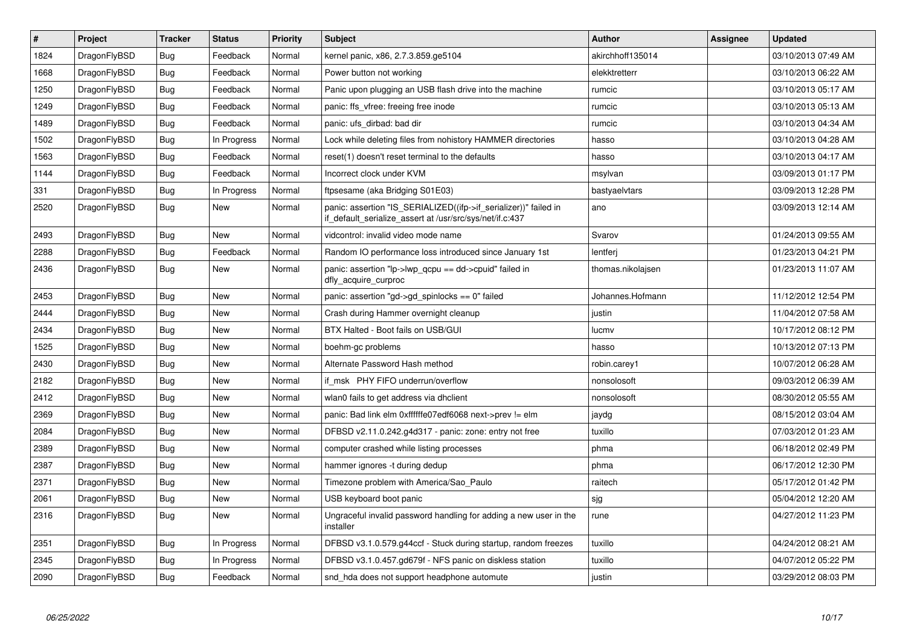| # | Project | Tracker | Status | Priority | Subject | Author | Assignee | Updated |
|---|---|---|---|---|---|---|---|---|
| 1824 | DragonFlyBSD | Bug | Feedback | Normal | kernel panic, x86, 2.7.3.859.ge5104 | akirchhoff135014 | | 03/10/2013 07:49 AM |
| 1668 | DragonFlyBSD | Bug | Feedback | Normal | Power button not working | elekktretterr | | 03/10/2013 06:22 AM |
| 1250 | DragonFlyBSD | Bug | Feedback | Normal | Panic upon plugging an USB flash drive into the machine | rumcic | | 03/10/2013 05:17 AM |
| 1249 | DragonFlyBSD | Bug | Feedback | Normal | panic: ffs_vfree: freeing free inode | rumcic | | 03/10/2013 05:13 AM |
| 1489 | DragonFlyBSD | Bug | Feedback | Normal | panic: ufs_dirbad: bad dir | rumcic | | 03/10/2013 04:34 AM |
| 1502 | DragonFlyBSD | Bug | In Progress | Normal | Lock while deleting files from nohistory HAMMER directories | hasso | | 03/10/2013 04:28 AM |
| 1563 | DragonFlyBSD | Bug | Feedback | Normal | reset(1) doesn't reset terminal to the defaults | hasso | | 03/10/2013 04:17 AM |
| 1144 | DragonFlyBSD | Bug | Feedback | Normal | Incorrect clock under KVM | msylvan | | 03/09/2013 01:17 PM |
| 331 | DragonFlyBSD | Bug | In Progress | Normal | ftpsesame (aka Bridging S01E03) | bastyaelvtars | | 03/09/2013 12:28 PM |
| 2520 | DragonFlyBSD | Bug | New | Normal | panic: assertion "IS_SERIALIZED((ifp->if_serializer))" failed in if_default_serialize_assert at /usr/src/sys/net/if.c:437 | ano | | 03/09/2013 12:14 AM |
| 2493 | DragonFlyBSD | Bug | New | Normal | vidcontrol: invalid video mode name | Svarov | | 01/24/2013 09:55 AM |
| 2288 | DragonFlyBSD | Bug | Feedback | Normal | Random IO performance loss introduced since January 1st | lentferj | | 01/23/2013 04:21 PM |
| 2436 | DragonFlyBSD | Bug | New | Normal | panic: assertion "lp->lwp_qcpu == dd->cpuid" failed in dfly_acquire_curproc | thomas.nikolajsen | | 01/23/2013 11:07 AM |
| 2453 | DragonFlyBSD | Bug | New | Normal | panic: assertion "gd->gd_spinlocks == 0" failed | Johannes.Hofmann | | 11/12/2012 12:54 PM |
| 2444 | DragonFlyBSD | Bug | New | Normal | Crash during Hammer overnight cleanup | justin | | 11/04/2012 07:58 AM |
| 2434 | DragonFlyBSD | Bug | New | Normal | BTX Halted - Boot fails on USB/GUI | lucmv | | 10/17/2012 08:12 PM |
| 1525 | DragonFlyBSD | Bug | New | Normal | boehm-gc problems | hasso | | 10/13/2012 07:13 PM |
| 2430 | DragonFlyBSD | Bug | New | Normal | Alternate Password Hash method | robin.carey1 | | 10/07/2012 06:28 AM |
| 2182 | DragonFlyBSD | Bug | New | Normal | if_msk PHY FIFO underrun/overflow | nonsolosoft | | 09/03/2012 06:39 AM |
| 2412 | DragonFlyBSD | Bug | New | Normal | wlan0 fails to get address via dhclient | nonsolosoft | | 08/30/2012 05:55 AM |
| 2369 | DragonFlyBSD | Bug | New | Normal | panic: Bad link elm 0xffffffe07edf6068 next->prev != elm | jaydg | | 08/15/2012 03:04 AM |
| 2084 | DragonFlyBSD | Bug | New | Normal | DFBSD v2.11.0.242.g4d317 - panic: zone: entry not free | tuxillo | | 07/03/2012 01:23 AM |
| 2389 | DragonFlyBSD | Bug | New | Normal | computer crashed while listing processes | phma | | 06/18/2012 02:49 PM |
| 2387 | DragonFlyBSD | Bug | New | Normal | hammer ignores -t during dedup | phma | | 06/17/2012 12:30 PM |
| 2371 | DragonFlyBSD | Bug | New | Normal | Timezone problem with America/Sao_Paulo | raitech | | 05/17/2012 01:42 PM |
| 2061 | DragonFlyBSD | Bug | New | Normal | USB keyboard boot panic | sjg | | 05/04/2012 12:20 AM |
| 2316 | DragonFlyBSD | Bug | New | Normal | Ungraceful invalid password handling for adding a new user in the installer | rune | | 04/27/2012 11:23 PM |
| 2351 | DragonFlyBSD | Bug | In Progress | Normal | DFBSD v3.1.0.579.g44ccf - Stuck during startup, random freezes | tuxillo | | 04/24/2012 08:21 AM |
| 2345 | DragonFlyBSD | Bug | In Progress | Normal | DFBSD v3.1.0.457.gd679f - NFS panic on diskless station | tuxillo | | 04/07/2012 05:22 PM |
| 2090 | DragonFlyBSD | Bug | Feedback | Normal | snd_hda does not support headphone automute | justin | | 03/29/2012 08:03 PM |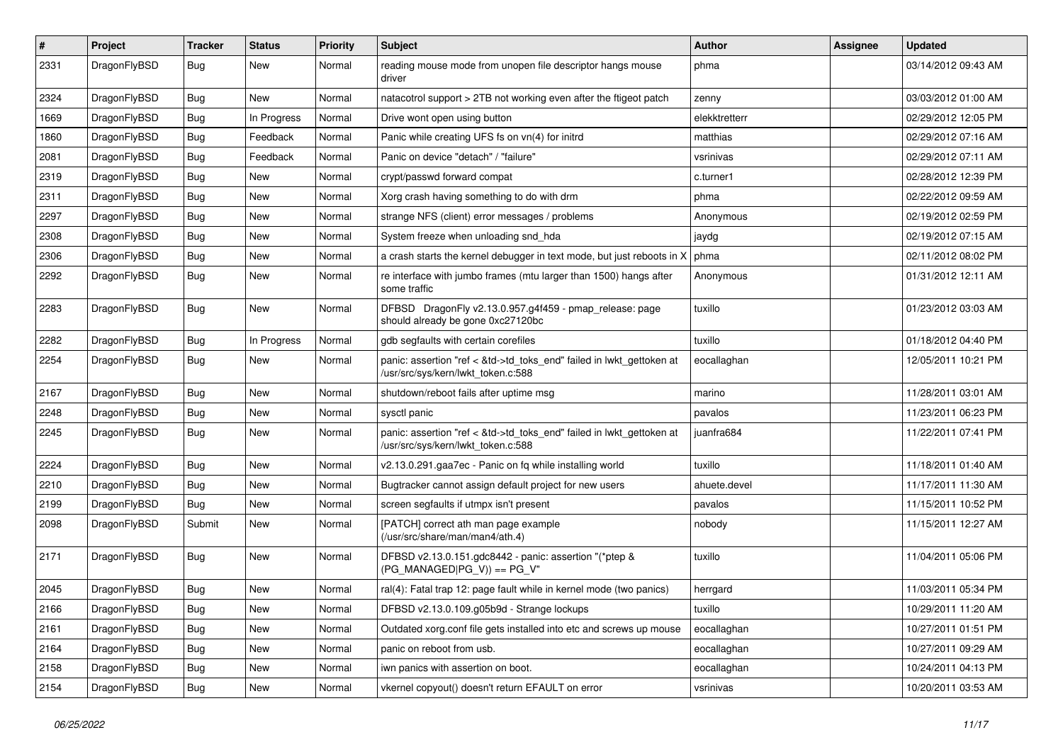| # | Project | Tracker | Status | Priority | Subject | Author | Assignee | Updated |
|---|---|---|---|---|---|---|---|---|
| 2331 | DragonFlyBSD | Bug | New | Normal | reading mouse mode from unopen file descriptor hangs mouse driver | phma | | 03/14/2012 09:43 AM |
| 2324 | DragonFlyBSD | Bug | New | Normal | natacotrol support > 2TB not working even after the ftigeot patch | zenny | | 03/03/2012 01:00 AM |
| 1669 | DragonFlyBSD | Bug | In Progress | Normal | Drive wont open using button | elekktretterr | | 02/29/2012 12:05 PM |
| 1860 | DragonFlyBSD | Bug | Feedback | Normal | Panic while creating UFS fs on vn(4) for initrd | matthias | | 02/29/2012 07:16 AM |
| 2081 | DragonFlyBSD | Bug | Feedback | Normal | Panic on device "detach" / "failure" | vsrinivas | | 02/29/2012 07:11 AM |
| 2319 | DragonFlyBSD | Bug | New | Normal | crypt/passwd forward compat | c.turner1 | | 02/28/2012 12:39 PM |
| 2311 | DragonFlyBSD | Bug | New | Normal | Xorg crash having something to do with drm | phma | | 02/22/2012 09:59 AM |
| 2297 | DragonFlyBSD | Bug | New | Normal | strange NFS (client) error messages / problems | Anonymous | | 02/19/2012 02:59 PM |
| 2308 | DragonFlyBSD | Bug | New | Normal | System freeze when unloading snd_hda | jaydg | | 02/19/2012 07:15 AM |
| 2306 | DragonFlyBSD | Bug | New | Normal | a crash starts the kernel debugger in text mode, but just reboots in X | phma | | 02/11/2012 08:02 PM |
| 2292 | DragonFlyBSD | Bug | New | Normal | re interface with jumbo frames (mtu larger than 1500) hangs after some traffic | Anonymous | | 01/31/2012 12:11 AM |
| 2283 | DragonFlyBSD | Bug | New | Normal | DFBSD DragonFly v2.13.0.957.g4f459 - pmap_release: page should already be gone 0xc27120bc | tuxillo | | 01/23/2012 03:03 AM |
| 2282 | DragonFlyBSD | Bug | In Progress | Normal | gdb segfaults with certain corefiles | tuxillo | | 01/18/2012 04:40 PM |
| 2254 | DragonFlyBSD | Bug | New | Normal | panic: assertion "ref < &td->td_toks_end" failed in lwkt_gettoken at /usr/src/sys/kern/lwkt_token.c:588 | eocallaghan | | 12/05/2011 10:21 PM |
| 2167 | DragonFlyBSD | Bug | New | Normal | shutdown/reboot fails after uptime msg | marino | | 11/28/2011 03:01 AM |
| 2248 | DragonFlyBSD | Bug | New | Normal | sysctl panic | pavalos | | 11/23/2011 06:23 PM |
| 2245 | DragonFlyBSD | Bug | New | Normal | panic: assertion "ref < &td->td_toks_end" failed in lwkt_gettoken at /usr/src/sys/kern/lwkt_token.c:588 | juanfra684 | | 11/22/2011 07:41 PM |
| 2224 | DragonFlyBSD | Bug | New | Normal | v2.13.0.291.gaa7ec - Panic on fq while installing world | tuxillo | | 11/18/2011 01:40 AM |
| 2210 | DragonFlyBSD | Bug | New | Normal | Bugtracker cannot assign default project for new users | ahuete.devel | | 11/17/2011 11:30 AM |
| 2199 | DragonFlyBSD | Bug | New | Normal | screen segfaults if utmpx isn't present | pavalos | | 11/15/2011 10:52 PM |
| 2098 | DragonFlyBSD | Submit | New | Normal | [PATCH] correct ath man page example (/usr/src/share/man/man4/ath.4) | nobody | | 11/15/2011 12:27 AM |
| 2171 | DragonFlyBSD | Bug | New | Normal | DFBSD v2.13.0.151.gdc8442 - panic: assertion "(*ptep & (PG_MANAGED\|PG_V)) == PG_V" | tuxillo | | 11/04/2011 05:06 PM |
| 2045 | DragonFlyBSD | Bug | New | Normal | ral(4): Fatal trap 12: page fault while in kernel mode (two panics) | herrgard | | 11/03/2011 05:34 PM |
| 2166 | DragonFlyBSD | Bug | New | Normal | DFBSD v2.13.0.109.g05b9d - Strange lockups | tuxillo | | 10/29/2011 11:20 AM |
| 2161 | DragonFlyBSD | Bug | New | Normal | Outdated xorg.conf file gets installed into etc and screws up mouse | eocallaghan | | 10/27/2011 01:51 PM |
| 2164 | DragonFlyBSD | Bug | New | Normal | panic on reboot from usb. | eocallaghan | | 10/27/2011 09:29 AM |
| 2158 | DragonFlyBSD | Bug | New | Normal | iwn panics with assertion on boot. | eocallaghan | | 10/24/2011 04:13 PM |
| 2154 | DragonFlyBSD | Bug | New | Normal | vkernel copyout() doesn't return EFAULT on error | vsrinivas | | 10/20/2011 03:53 AM |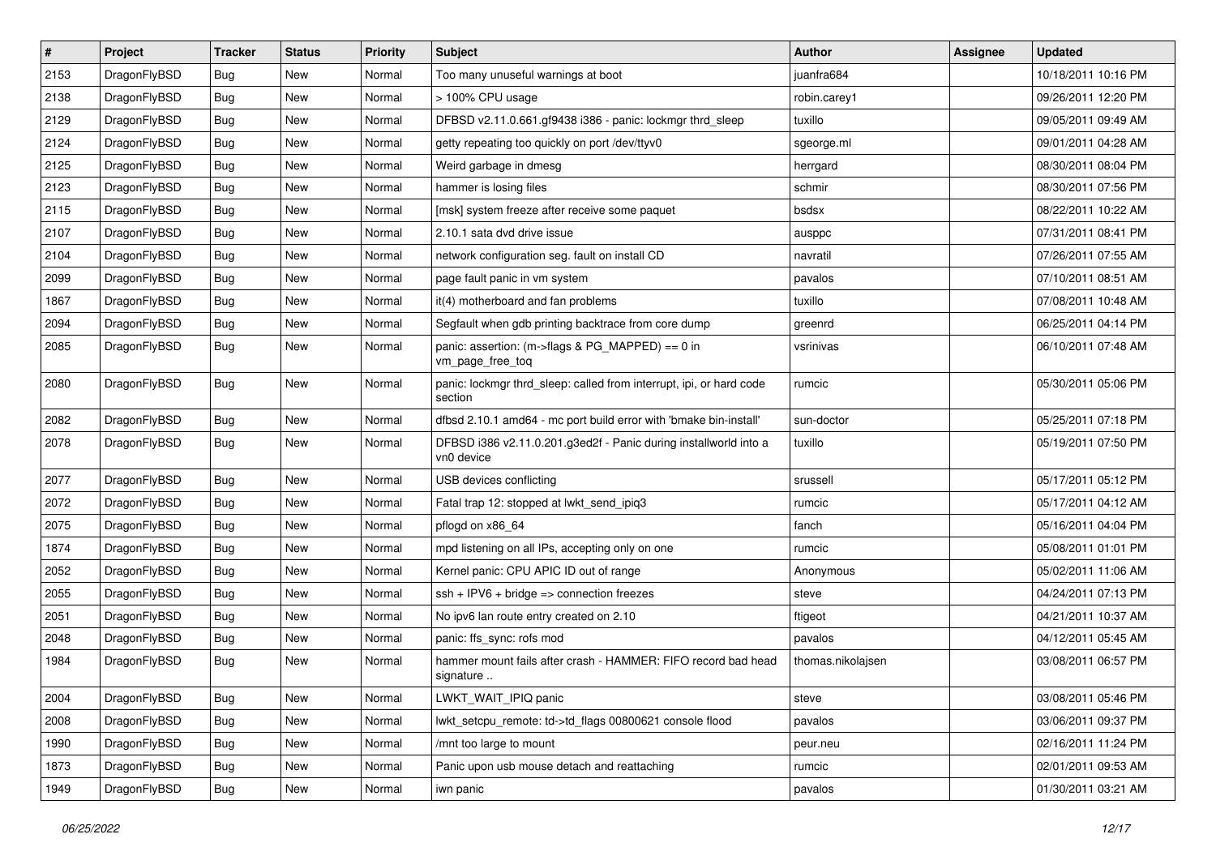| # | Project | Tracker | Status | Priority | Subject | Author | Assignee | Updated |
|---|---|---|---|---|---|---|---|---|
| 2153 | DragonFlyBSD | Bug | New | Normal | Too many unuseful warnings at boot | juanfra684 | | 10/18/2011 10:16 PM |
| 2138 | DragonFlyBSD | Bug | New | Normal | > 100% CPU usage | robin.carey1 | | 09/26/2011 12:20 PM |
| 2129 | DragonFlyBSD | Bug | New | Normal | DFBSD v2.11.0.661.gf9438 i386 - panic: lockmgr thrd_sleep | tuxillo | | 09/05/2011 09:49 AM |
| 2124 | DragonFlyBSD | Bug | New | Normal | getty repeating too quickly on port /dev/ttyv0 | sgeorge.ml | | 09/01/2011 04:28 AM |
| 2125 | DragonFlyBSD | Bug | New | Normal | Weird garbage in dmesg | herrgard | | 08/30/2011 08:04 PM |
| 2123 | DragonFlyBSD | Bug | New | Normal | hammer is losing files | schmir | | 08/30/2011 07:56 PM |
| 2115 | DragonFlyBSD | Bug | New | Normal | [msk] system freeze after receive some paquet | bsdsx | | 08/22/2011 10:22 AM |
| 2107 | DragonFlyBSD | Bug | New | Normal | 2.10.1 sata dvd drive issue | ausppc | | 07/31/2011 08:41 PM |
| 2104 | DragonFlyBSD | Bug | New | Normal | network configuration seg. fault on install CD | navratil | | 07/26/2011 07:55 AM |
| 2099 | DragonFlyBSD | Bug | New | Normal | page fault panic in vm system | pavalos | | 07/10/2011 08:51 AM |
| 1867 | DragonFlyBSD | Bug | New | Normal | it(4) motherboard and fan problems | tuxillo | | 07/08/2011 10:48 AM |
| 2094 | DragonFlyBSD | Bug | New | Normal | Segfault when gdb printing backtrace from core dump | greenrd | | 06/25/2011 04:14 PM |
| 2085 | DragonFlyBSD | Bug | New | Normal | panic: assertion: (m->flags & PG_MAPPED) == 0 in vm_page_free_toq | vsrinivas | | 06/10/2011 07:48 AM |
| 2080 | DragonFlyBSD | Bug | New | Normal | panic: lockmgr thrd_sleep: called from interrupt, ipi, or hard code section | rumcic | | 05/30/2011 05:06 PM |
| 2082 | DragonFlyBSD | Bug | New | Normal | dfbsd 2.10.1 amd64 - mc port build error with 'bmake bin-install' | sun-doctor | | 05/25/2011 07:18 PM |
| 2078 | DragonFlyBSD | Bug | New | Normal | DFBSD i386 v2.11.0.201.g3ed2f - Panic during installworld into a vn0 device | tuxillo | | 05/19/2011 07:50 PM |
| 2077 | DragonFlyBSD | Bug | New | Normal | USB devices conflicting | srussell | | 05/17/2011 05:12 PM |
| 2072 | DragonFlyBSD | Bug | New | Normal | Fatal trap 12: stopped at lwkt_send_ipiq3 | rumcic | | 05/17/2011 04:12 AM |
| 2075 | DragonFlyBSD | Bug | New | Normal | pflogd on x86_64 | fanch | | 05/16/2011 04:04 PM |
| 1874 | DragonFlyBSD | Bug | New | Normal | mpd listening on all IPs, accepting only on one | rumcic | | 05/08/2011 01:01 PM |
| 2052 | DragonFlyBSD | Bug | New | Normal | Kernel panic: CPU APIC ID out of range | Anonymous | | 05/02/2011 11:06 AM |
| 2055 | DragonFlyBSD | Bug | New | Normal | ssh + IPV6 + bridge => connection freezes | steve | | 04/24/2011 07:13 PM |
| 2051 | DragonFlyBSD | Bug | New | Normal | No ipv6 lan route entry created on 2.10 | ftigeot | | 04/21/2011 10:37 AM |
| 2048 | DragonFlyBSD | Bug | New | Normal | panic: ffs_sync: rofs mod | pavalos | | 04/12/2011 05:45 AM |
| 1984 | DragonFlyBSD | Bug | New | Normal | hammer mount fails after crash - HAMMER: FIFO record bad head signature .. | thomas.nikolajsen | | 03/08/2011 06:57 PM |
| 2004 | DragonFlyBSD | Bug | New | Normal | LWKT_WAIT_IPIQ panic | steve | | 03/08/2011 05:46 PM |
| 2008 | DragonFlyBSD | Bug | New | Normal | lwkt_setcpu_remote: td->td_flags 00800621 console flood | pavalos | | 03/06/2011 09:37 PM |
| 1990 | DragonFlyBSD | Bug | New | Normal | /mnt too large to mount | peur.neu | | 02/16/2011 11:24 PM |
| 1873 | DragonFlyBSD | Bug | New | Normal | Panic upon usb mouse detach and reattaching | rumcic | | 02/01/2011 09:53 AM |
| 1949 | DragonFlyBSD | Bug | New | Normal | iwn panic | pavalos | | 01/30/2011 03:21 AM |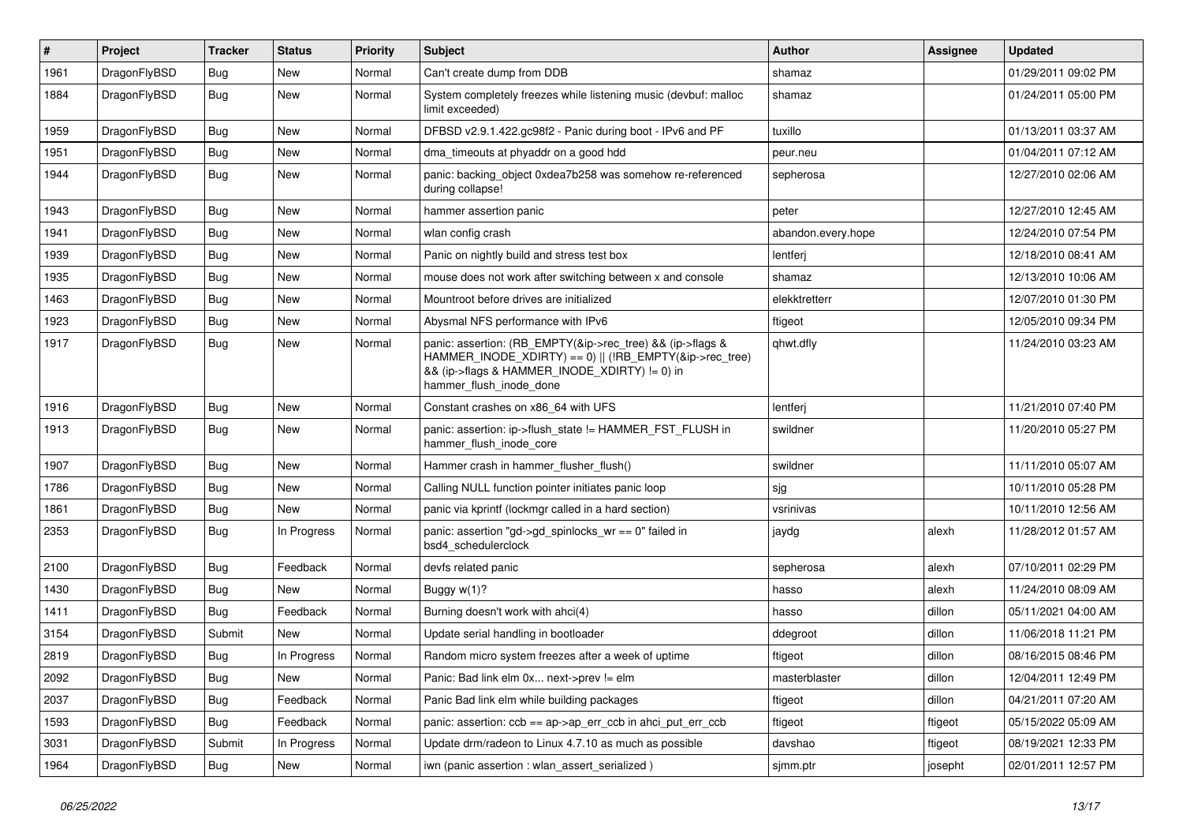| # | Project | Tracker | Status | Priority | Subject | Author | Assignee | Updated |
|---|---|---|---|---|---|---|---|---|
| 1961 | DragonFlyBSD | Bug | New | Normal | Can't create dump from DDB | shamaz | | 01/29/2011 09:02 PM |
| 1884 | DragonFlyBSD | Bug | New | Normal | System completely freezes while listening music (devbuf: malloc limit exceeded) | shamaz | | 01/24/2011 05:00 PM |
| 1959 | DragonFlyBSD | Bug | New | Normal | DFBSD v2.9.1.422.gc98f2 - Panic during boot - IPv6 and PF | tuxillo | | 01/13/2011 03:37 AM |
| 1951 | DragonFlyBSD | Bug | New | Normal | dma_timeouts at phyaddr on a good hdd | peur.neu | | 01/04/2011 07:12 AM |
| 1944 | DragonFlyBSD | Bug | New | Normal | panic: backing_object 0xdea7b258 was somehow re-referenced during collapse! | sepherosa | | 12/27/2010 02:06 AM |
| 1943 | DragonFlyBSD | Bug | New | Normal | hammer assertion panic | peter | | 12/27/2010 12:45 AM |
| 1941 | DragonFlyBSD | Bug | New | Normal | wlan config crash | abandon.every.hope | | 12/24/2010 07:54 PM |
| 1939 | DragonFlyBSD | Bug | New | Normal | Panic on nightly build and stress test box | lentferj | | 12/18/2010 08:41 AM |
| 1935 | DragonFlyBSD | Bug | New | Normal | mouse does not work after switching between x and console | shamaz | | 12/13/2010 10:06 AM |
| 1463 | DragonFlyBSD | Bug | New | Normal | Mountroot before drives are initialized | elekktretterr | | 12/07/2010 01:30 PM |
| 1923 | DragonFlyBSD | Bug | New | Normal | Abysmal NFS performance with IPv6 | ftigeot | | 12/05/2010 09:34 PM |
| 1917 | DragonFlyBSD | Bug | New | Normal | panic: assertion: (RB_EMPTY(&ip->rec_tree) && (ip->flags & HAMMER_INODE_XDIRTY) == 0) \|\| (!RB_EMPTY(&ip->rec_tree) && (ip->flags & HAMMER_INODE_XDIRTY) != 0) in hammer_flush_inode_done | qhwt.dfly | | 11/24/2010 03:23 AM |
| 1916 | DragonFlyBSD | Bug | New | Normal | Constant crashes on x86_64 with UFS | lentferj | | 11/21/2010 07:40 PM |
| 1913 | DragonFlyBSD | Bug | New | Normal | panic: assertion: ip->flush_state != HAMMER_FST_FLUSH in hammer_flush_inode_core | swildner | | 11/20/2010 05:27 PM |
| 1907 | DragonFlyBSD | Bug | New | Normal | Hammer crash in hammer_flusher_flush() | swildner | | 11/11/2010 05:07 AM |
| 1786 | DragonFlyBSD | Bug | New | Normal | Calling NULL function pointer initiates panic loop | sjg | | 10/11/2010 05:28 PM |
| 1861 | DragonFlyBSD | Bug | New | Normal | panic via kprintf (lockmgr called in a hard section) | vsrinivas | | 10/11/2010 12:56 AM |
| 2353 | DragonFlyBSD | Bug | In Progress | Normal | panic: assertion "gd->gd_spinlocks_wr == 0" failed in bsd4_schedulerclock | jaydg | alexh | 11/28/2012 01:57 AM |
| 2100 | DragonFlyBSD | Bug | Feedback | Normal | devfs related panic | sepherosa | alexh | 07/10/2011 02:29 PM |
| 1430 | DragonFlyBSD | Bug | New | Normal | Buggy w(1)? | hasso | alexh | 11/24/2010 08:09 AM |
| 1411 | DragonFlyBSD | Bug | Feedback | Normal | Burning doesn't work with ahci(4) | hasso | dillon | 05/11/2021 04:00 AM |
| 3154 | DragonFlyBSD | Submit | New | Normal | Update serial handling in bootloader | ddegroot | dillon | 11/06/2018 11:21 PM |
| 2819 | DragonFlyBSD | Bug | In Progress | Normal | Random micro system freezes after a week of uptime | ftigeot | dillon | 08/16/2015 08:46 PM |
| 2092 | DragonFlyBSD | Bug | New | Normal | Panic: Bad link elm 0x... next->prev != elm | masterblaster | dillon | 12/04/2011 12:49 PM |
| 2037 | DragonFlyBSD | Bug | Feedback | Normal | Panic Bad link elm while building packages | ftigeot | dillon | 04/21/2011 07:20 AM |
| 1593 | DragonFlyBSD | Bug | Feedback | Normal | panic: assertion: ccb == ap->ap_err_ccb in ahci_put_err_ccb | ftigeot | ftigeot | 05/15/2022 05:09 AM |
| 3031 | DragonFlyBSD | Submit | In Progress | Normal | Update drm/radeon to Linux 4.7.10 as much as possible | davshao | ftigeot | 08/19/2021 12:33 PM |
| 1964 | DragonFlyBSD | Bug | New | Normal | iwn (panic assertion : wlan_assert_serialized ) | sjmm.ptr | josepht | 02/01/2011 12:57 PM |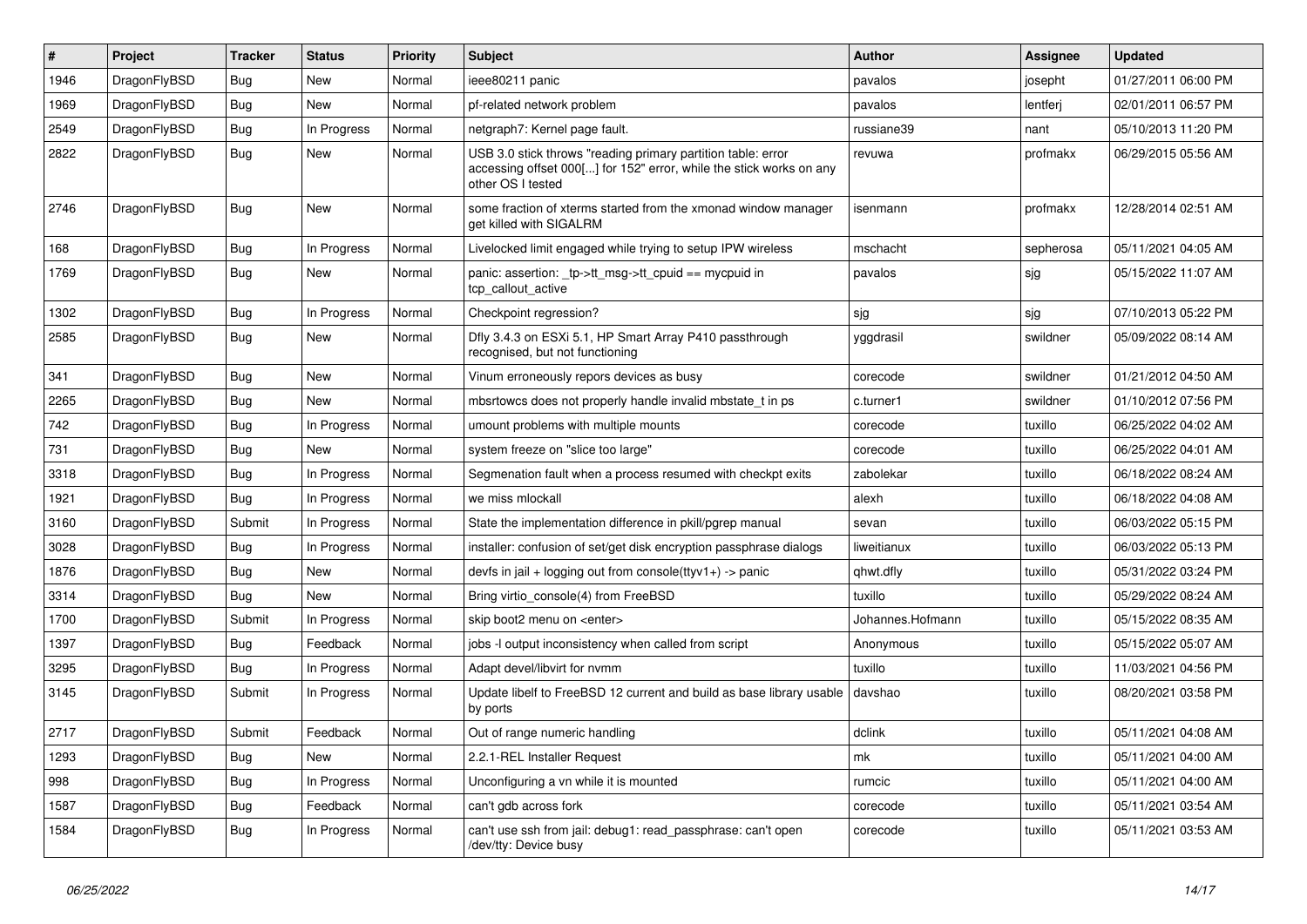| # | Project | Tracker | Status | Priority | Subject | Author | Assignee | Updated |
|---|---|---|---|---|---|---|---|---|
| 1946 | DragonFlyBSD | Bug | New | Normal | ieee80211 panic | pavalos | josepht | 01/27/2011 06:00 PM |
| 1969 | DragonFlyBSD | Bug | New | Normal | pf-related network problem | pavalos | lentferj | 02/01/2011 06:57 PM |
| 2549 | DragonFlyBSD | Bug | In Progress | Normal | netgraph7: Kernel page fault. | russiane39 | nant | 05/10/2013 11:20 PM |
| 2822 | DragonFlyBSD | Bug | New | Normal | USB 3.0 stick throws "reading primary partition table: error accessing offset 000[...] for 152" error, while the stick works on any other OS I tested | revuwa | profmakx | 06/29/2015 05:56 AM |
| 2746 | DragonFlyBSD | Bug | New | Normal | some fraction of xterms started from the xmonad window manager get killed with SIGALRM | isenmann | profmakx | 12/28/2014 02:51 AM |
| 168 | DragonFlyBSD | Bug | In Progress | Normal | Livelocked limit engaged while trying to setup IPW wireless | mschacht | sepherosa | 05/11/2021 04:05 AM |
| 1769 | DragonFlyBSD | Bug | New | Normal | panic: assertion: _tp->tt_msg->tt_cpuid == mycpuid in tcp_callout_active | pavalos | sjg | 05/15/2022 11:07 AM |
| 1302 | DragonFlyBSD | Bug | In Progress | Normal | Checkpoint regression? | sjg | sjg | 07/10/2013 05:22 PM |
| 2585 | DragonFlyBSD | Bug | New | Normal | Dfly 3.4.3 on ESXi 5.1, HP Smart Array P410 passthrough recognised, but not functioning | yggdrasil | swildner | 05/09/2022 08:14 AM |
| 341 | DragonFlyBSD | Bug | New | Normal | Vinum erroneously repors devices as busy | corecode | swildner | 01/21/2012 04:50 AM |
| 2265 | DragonFlyBSD | Bug | New | Normal | mbsrtowcs does not properly handle invalid mbstate_t in ps | c.turner1 | swildner | 01/10/2012 07:56 PM |
| 742 | DragonFlyBSD | Bug | In Progress | Normal | umount problems with multiple mounts | corecode | tuxillo | 06/25/2022 04:02 AM |
| 731 | DragonFlyBSD | Bug | New | Normal | system freeze on "slice too large" | corecode | tuxillo | 06/25/2022 04:01 AM |
| 3318 | DragonFlyBSD | Bug | In Progress | Normal | Segmenation fault when a process resumed with checkpt exits | zabolekar | tuxillo | 06/18/2022 08:24 AM |
| 1921 | DragonFlyBSD | Bug | In Progress | Normal | we miss mlockall | alexh | tuxillo | 06/18/2022 04:08 AM |
| 3160 | DragonFlyBSD | Submit | In Progress | Normal | State the implementation difference in pkill/pgrep manual | sevan | tuxillo | 06/03/2022 05:15 PM |
| 3028 | DragonFlyBSD | Bug | In Progress | Normal | installer: confusion of set/get disk encryption passphrase dialogs | liweitianux | tuxillo | 06/03/2022 05:13 PM |
| 1876 | DragonFlyBSD | Bug | New | Normal | devfs in jail + logging out from console(ttyv1+) -> panic | qhwt.dfly | tuxillo | 05/31/2022 03:24 PM |
| 3314 | DragonFlyBSD | Bug | New | Normal | Bring virtio_console(4) from FreeBSD | tuxillo | tuxillo | 05/29/2022 08:24 AM |
| 1700 | DragonFlyBSD | Submit | In Progress | Normal | skip boot2 menu on <enter> | Johannes.Hofmann | tuxillo | 05/15/2022 08:35 AM |
| 1397 | DragonFlyBSD | Bug | Feedback | Normal | jobs -l output inconsistency when called from script | Anonymous | tuxillo | 05/15/2022 05:07 AM |
| 3295 | DragonFlyBSD | Bug | In Progress | Normal | Adapt devel/libvirt for nvmm | tuxillo | tuxillo | 11/03/2021 04:56 PM |
| 3145 | DragonFlyBSD | Submit | In Progress | Normal | Update libelf to FreeBSD 12 current and build as base library usable by ports | davshao | tuxillo | 08/20/2021 03:58 PM |
| 2717 | DragonFlyBSD | Submit | Feedback | Normal | Out of range numeric handling | dclink | tuxillo | 05/11/2021 04:08 AM |
| 1293 | DragonFlyBSD | Bug | New | Normal | 2.2.1-REL Installer Request | mk | tuxillo | 05/11/2021 04:00 AM |
| 998 | DragonFlyBSD | Bug | In Progress | Normal | Unconfiguring a vn while it is mounted | rumcic | tuxillo | 05/11/2021 04:00 AM |
| 1587 | DragonFlyBSD | Bug | Feedback | Normal | can't gdb across fork | corecode | tuxillo | 05/11/2021 03:54 AM |
| 1584 | DragonFlyBSD | Bug | In Progress | Normal | can't use ssh from jail: debug1: read_passphrase: can't open /dev/tty: Device busy | corecode | tuxillo | 05/11/2021 03:53 AM |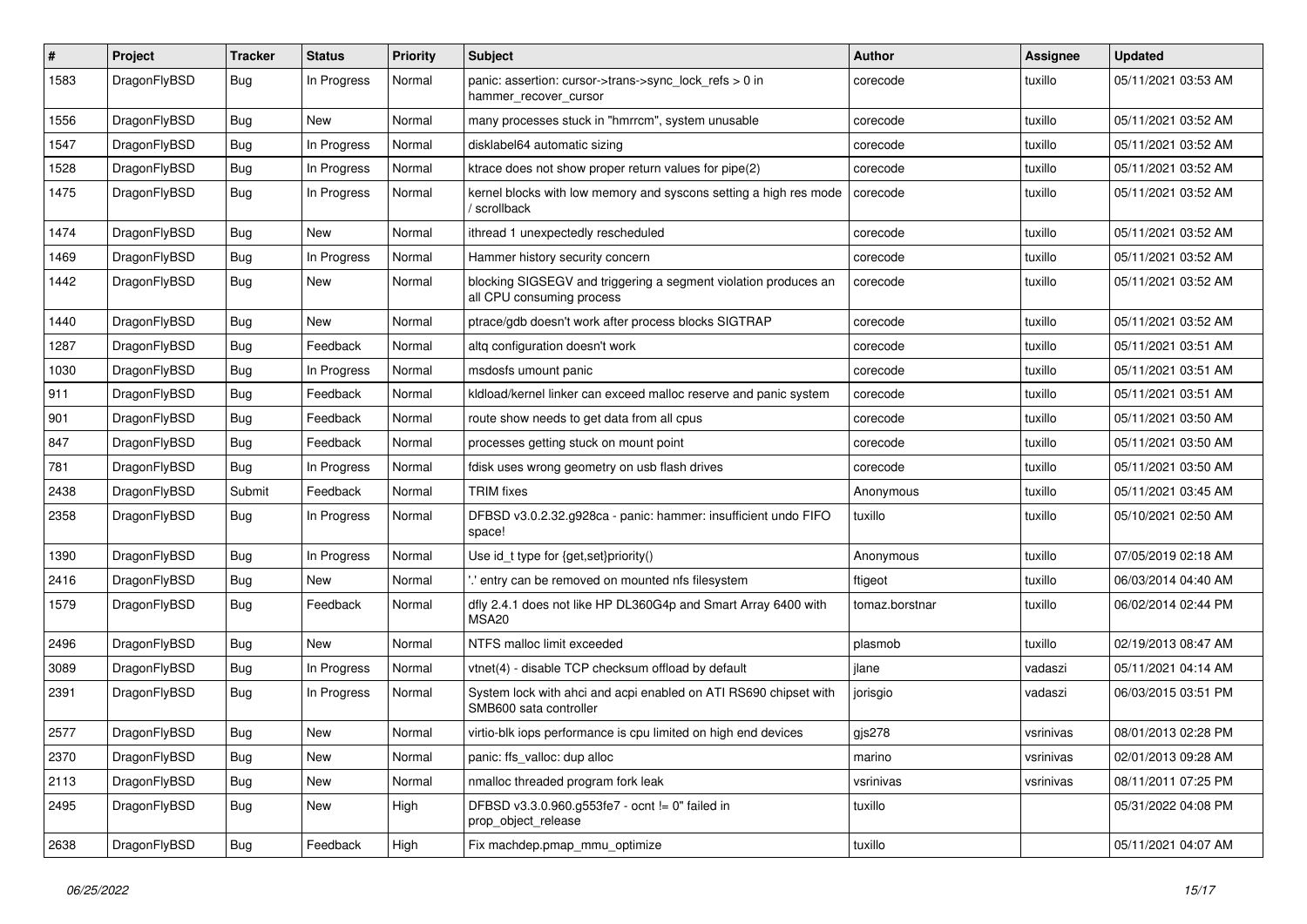| # | Project | Tracker | Status | Priority | Subject | Author | Assignee | Updated |
|---|---|---|---|---|---|---|---|---|
| 1583 | DragonFlyBSD | Bug | In Progress | Normal | panic: assertion: cursor->trans->sync_lock_refs > 0 in hammer_recover_cursor | corecode | tuxillo | 05/11/2021 03:53 AM |
| 1556 | DragonFlyBSD | Bug | New | Normal | many processes stuck in "hmrrcm", system unusable | corecode | tuxillo | 05/11/2021 03:52 AM |
| 1547 | DragonFlyBSD | Bug | In Progress | Normal | disklabel64 automatic sizing | corecode | tuxillo | 05/11/2021 03:52 AM |
| 1528 | DragonFlyBSD | Bug | In Progress | Normal | ktrace does not show proper return values for pipe(2) | corecode | tuxillo | 05/11/2021 03:52 AM |
| 1475 | DragonFlyBSD | Bug | In Progress | Normal | kernel blocks with low memory and syscons setting a high res mode / scrollback | corecode | tuxillo | 05/11/2021 03:52 AM |
| 1474 | DragonFlyBSD | Bug | New | Normal | ithread 1 unexpectedly rescheduled | corecode | tuxillo | 05/11/2021 03:52 AM |
| 1469 | DragonFlyBSD | Bug | In Progress | Normal | Hammer history security concern | corecode | tuxillo | 05/11/2021 03:52 AM |
| 1442 | DragonFlyBSD | Bug | New | Normal | blocking SIGSEGV and triggering a segment violation produces an all CPU consuming process | corecode | tuxillo | 05/11/2021 03:52 AM |
| 1440 | DragonFlyBSD | Bug | New | Normal | ptrace/gdb doesn't work after process blocks SIGTRAP | corecode | tuxillo | 05/11/2021 03:52 AM |
| 1287 | DragonFlyBSD | Bug | Feedback | Normal | altq configuration doesn't work | corecode | tuxillo | 05/11/2021 03:51 AM |
| 1030 | DragonFlyBSD | Bug | In Progress | Normal | msdosfs umount panic | corecode | tuxillo | 05/11/2021 03:51 AM |
| 911 | DragonFlyBSD | Bug | Feedback | Normal | kldload/kernel linker can exceed malloc reserve and panic system | corecode | tuxillo | 05/11/2021 03:51 AM |
| 901 | DragonFlyBSD | Bug | Feedback | Normal | route show needs to get data from all cpus | corecode | tuxillo | 05/11/2021 03:50 AM |
| 847 | DragonFlyBSD | Bug | Feedback | Normal | processes getting stuck on mount point | corecode | tuxillo | 05/11/2021 03:50 AM |
| 781 | DragonFlyBSD | Bug | In Progress | Normal | fdisk uses wrong geometry on usb flash drives | corecode | tuxillo | 05/11/2021 03:50 AM |
| 2438 | DragonFlyBSD | Submit | Feedback | Normal | TRIM fixes | Anonymous | tuxillo | 05/11/2021 03:45 AM |
| 2358 | DragonFlyBSD | Bug | In Progress | Normal | DFBSD v3.0.2.32.g928ca - panic: hammer: insufficient undo FIFO space! | tuxillo | tuxillo | 05/10/2021 02:50 AM |
| 1390 | DragonFlyBSD | Bug | In Progress | Normal | Use id_t type for {get,set}priority() | Anonymous | tuxillo | 07/05/2019 02:18 AM |
| 2416 | DragonFlyBSD | Bug | New | Normal | '.' entry can be removed on mounted nfs filesystem | ftigeot | tuxillo | 06/03/2014 04:40 AM |
| 1579 | DragonFlyBSD | Bug | Feedback | Normal | dfly 2.4.1 does not like HP DL360G4p and Smart Array 6400 with MSA20 | tomaz.borstnar | tuxillo | 06/02/2014 02:44 PM |
| 2496 | DragonFlyBSD | Bug | New | Normal | NTFS malloc limit exceeded | plasmob | tuxillo | 02/19/2013 08:47 AM |
| 3089 | DragonFlyBSD | Bug | In Progress | Normal | vtnet(4) - disable TCP checksum offload by default | jlane | vadaszi | 05/11/2021 04:14 AM |
| 2391 | DragonFlyBSD | Bug | In Progress | Normal | System lock with ahci and acpi enabled on ATI RS690 chipset with SMB600 sata controller | jorisgio | vadaszi | 06/03/2015 03:51 PM |
| 2577 | DragonFlyBSD | Bug | New | Normal | virtio-blk iops performance is cpu limited on high end devices | gjs278 | vsrinivas | 08/01/2013 02:28 PM |
| 2370 | DragonFlyBSD | Bug | New | Normal | panic: ffs_valloc: dup alloc | marino | vsrinivas | 02/01/2013 09:28 AM |
| 2113 | DragonFlyBSD | Bug | New | Normal | nmalloc threaded program fork leak | vsrinivas | vsrinivas | 08/11/2011 07:25 PM |
| 2495 | DragonFlyBSD | Bug | New | High | DFBSD v3.3.0.960.g553fe7 - ocnt != 0" failed in prop_object_release | tuxillo | | 05/31/2022 04:08 PM |
| 2638 | DragonFlyBSD | Bug | Feedback | High | Fix machdep.pmap_mmu_optimize | tuxillo | | 05/11/2021 04:07 AM |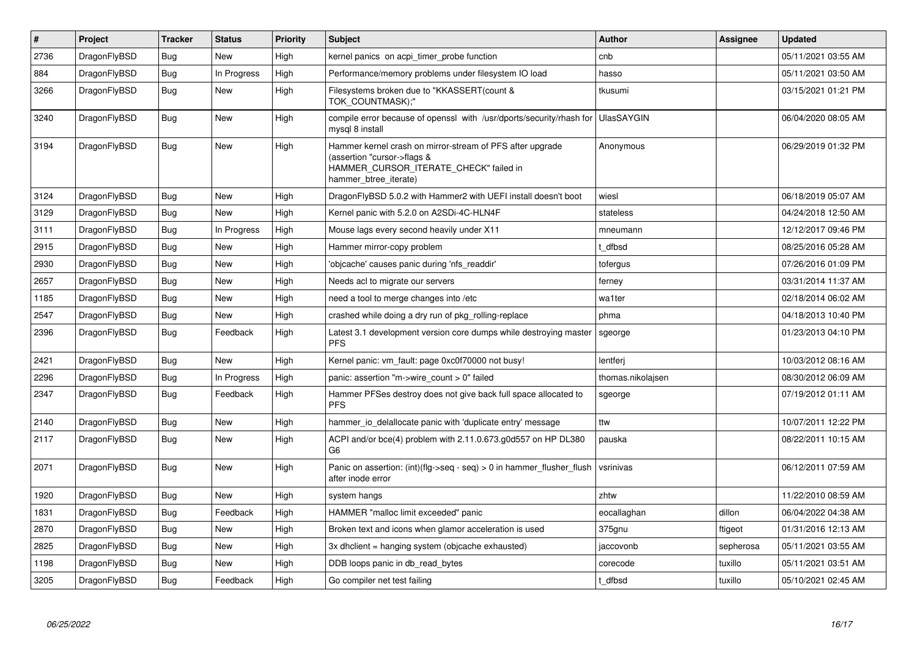| # | Project | Tracker | Status | Priority | Subject | Author | Assignee | Updated |
|---|---|---|---|---|---|---|---|---|
| 2736 | DragonFlyBSD | Bug | New | High | kernel panics on acpi_timer_probe function | cnb | | 05/11/2021 03:55 AM |
| 884 | DragonFlyBSD | Bug | In Progress | High | Performance/memory problems under filesystem IO load | hasso | | 05/11/2021 03:50 AM |
| 3266 | DragonFlyBSD | Bug | New | High | Filesystems broken due to "KKASSERT(count & TOK_COUNTMASK);" | tkusumi | | 03/15/2021 01:21 PM |
| 3240 | DragonFlyBSD | Bug | New | High | compile error because of openssl with /usr/dports/security/rhash for mysql 8 install | UlasSAYGIN | | 06/04/2020 08:05 AM |
| 3194 | DragonFlyBSD | Bug | New | High | Hammer kernel crash on mirror-stream of PFS after upgrade (assertion "cursor->flags & HAMMER_CURSOR_ITERATE_CHECK" failed in hammer_btree_iterate) | Anonymous | | 06/29/2019 01:32 PM |
| 3124 | DragonFlyBSD | Bug | New | High | DragonFlyBSD 5.0.2 with Hammer2 with UEFI install doesn't boot | wiesl | | 06/18/2019 05:07 AM |
| 3129 | DragonFlyBSD | Bug | New | High | Kernel panic with 5.2.0 on A2SDi-4C-HLN4F | stateless | | 04/24/2018 12:50 AM |
| 3111 | DragonFlyBSD | Bug | In Progress | High | Mouse lags every second heavily under X11 | mneumann | | 12/12/2017 09:46 PM |
| 2915 | DragonFlyBSD | Bug | New | High | Hammer mirror-copy problem | t_dfbsd | | 08/25/2016 05:28 AM |
| 2930 | DragonFlyBSD | Bug | New | High | 'objcache' causes panic during 'nfs_readdir' | tofergus | | 07/26/2016 01:09 PM |
| 2657 | DragonFlyBSD | Bug | New | High | Needs acl to migrate our servers | ferney | | 03/31/2014 11:37 AM |
| 1185 | DragonFlyBSD | Bug | New | High | need a tool to merge changes into /etc | wa1ter | | 02/18/2014 06:02 AM |
| 2547 | DragonFlyBSD | Bug | New | High | crashed while doing a dry run of pkg_rolling-replace | phma | | 04/18/2013 10:40 PM |
| 2396 | DragonFlyBSD | Bug | Feedback | High | Latest 3.1 development version core dumps while destroying master PFS | sgeorge | | 01/23/2013 04:10 PM |
| 2421 | DragonFlyBSD | Bug | New | High | Kernel panic: vm_fault: page 0xc0f70000 not busy! | lentferj | | 10/03/2012 08:16 AM |
| 2296 | DragonFlyBSD | Bug | In Progress | High | panic: assertion "m->wire_count > 0" failed | thomas.nikolajsen | | 08/30/2012 06:09 AM |
| 2347 | DragonFlyBSD | Bug | Feedback | High | Hammer PFSes destroy does not give back full space allocated to PFS | sgeorge | | 07/19/2012 01:11 AM |
| 2140 | DragonFlyBSD | Bug | New | High | hammer_io_delallocate panic with 'duplicate entry' message | ttw | | 10/07/2011 12:22 PM |
| 2117 | DragonFlyBSD | Bug | New | High | ACPI and/or bce(4) problem with 2.11.0.673.g0d557 on HP DL380 G6 | pauska | | 08/22/2011 10:15 AM |
| 2071 | DragonFlyBSD | Bug | New | High | Panic on assertion: (int)(flg->seq - seq) > 0 in hammer_flusher_flush after inode error | vsrinivas | | 06/12/2011 07:59 AM |
| 1920 | DragonFlyBSD | Bug | New | High | system hangs | zhtw | | 11/22/2010 08:59 AM |
| 1831 | DragonFlyBSD | Bug | Feedback | High | HAMMER "malloc limit exceeded" panic | eocallaghan | dillon | 06/04/2022 04:38 AM |
| 2870 | DragonFlyBSD | Bug | New | High | Broken text and icons when glamor acceleration is used | 375gnu | ftigeot | 01/31/2016 12:13 AM |
| 2825 | DragonFlyBSD | Bug | New | High | 3x dhclient = hanging system (objcache exhausted) | jaccovonb | sepherosa | 05/11/2021 03:55 AM |
| 1198 | DragonFlyBSD | Bug | New | High | DDB loops panic in db_read_bytes | corecode | tuxillo | 05/11/2021 03:51 AM |
| 3205 | DragonFlyBSD | Bug | Feedback | High | Go compiler net test failing | t_dfbsd | tuxillo | 05/10/2021 02:45 AM |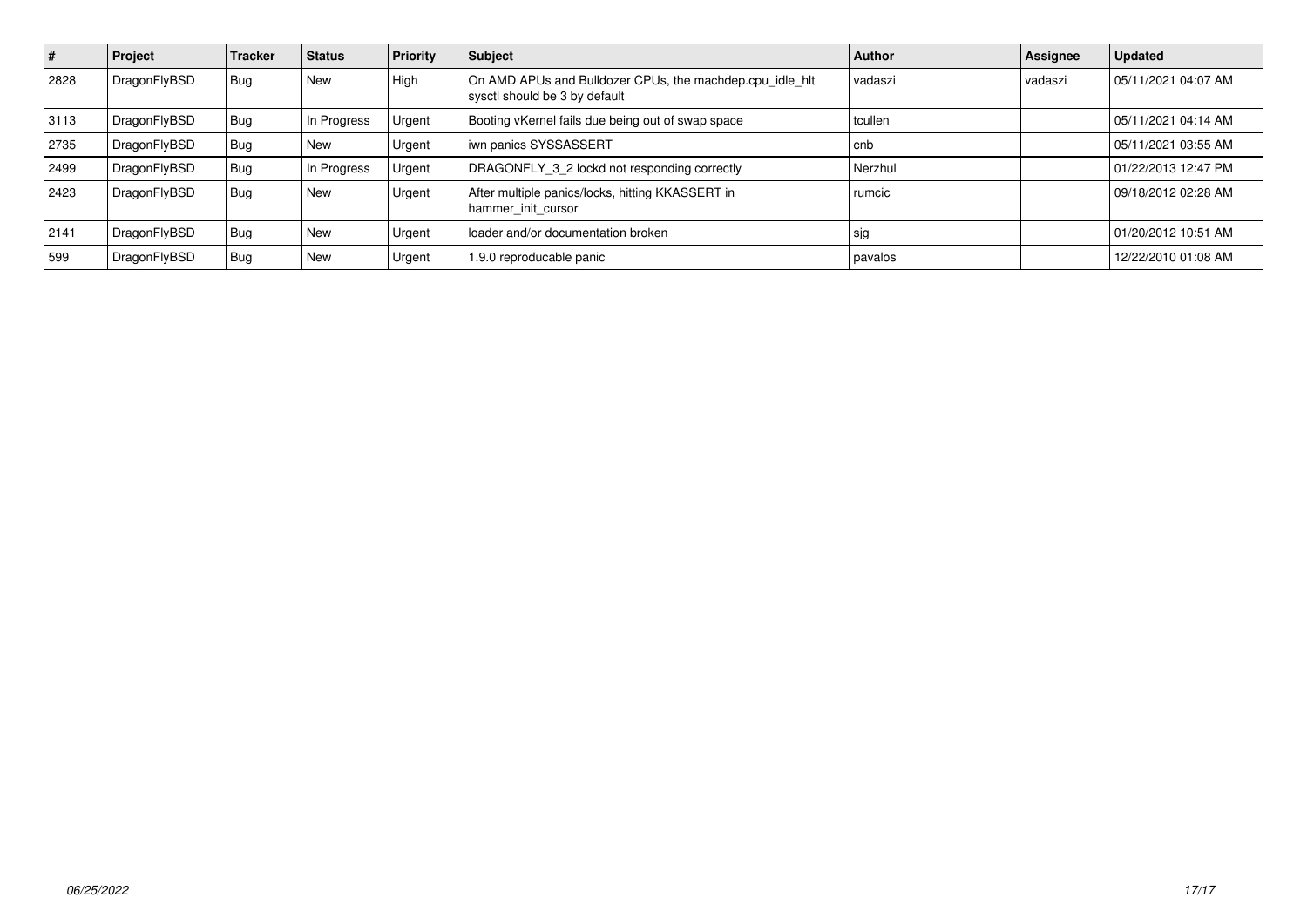| # | Project | Tracker | Status | Priority | Subject | Author | Assignee | Updated |
|---|---|---|---|---|---|---|---|---|
| 2828 | DragonFlyBSD | Bug | New | High | On AMD APUs and Bulldozer CPUs, the machdep.cpu_idle_hlt sysctl should be 3 by default | vadaszi | vadaszi | 05/11/2021 04:07 AM |
| 3113 | DragonFlyBSD | Bug | In Progress | Urgent | Booting vKernel fails due being out of swap space | tcullen | | 05/11/2021 04:14 AM |
| 2735 | DragonFlyBSD | Bug | New | Urgent | iwn panics SYSSASSERT | cnb | | 05/11/2021 03:55 AM |
| 2499 | DragonFlyBSD | Bug | In Progress | Urgent | DRAGONFLY_3_2 lockd not responding correctly | Nerzhul | | 01/22/2013 12:47 PM |
| 2423 | DragonFlyBSD | Bug | New | Urgent | After multiple panics/locks, hitting KKASSERT in hammer_init_cursor | rumcic | | 09/18/2012 02:28 AM |
| 2141 | DragonFlyBSD | Bug | New | Urgent | loader and/or documentation broken | sjg | | 01/20/2012 10:51 AM |
| 599 | DragonFlyBSD | Bug | New | Urgent | 1.9.0 reproducable panic | pavalos | | 12/22/2010 01:08 AM |